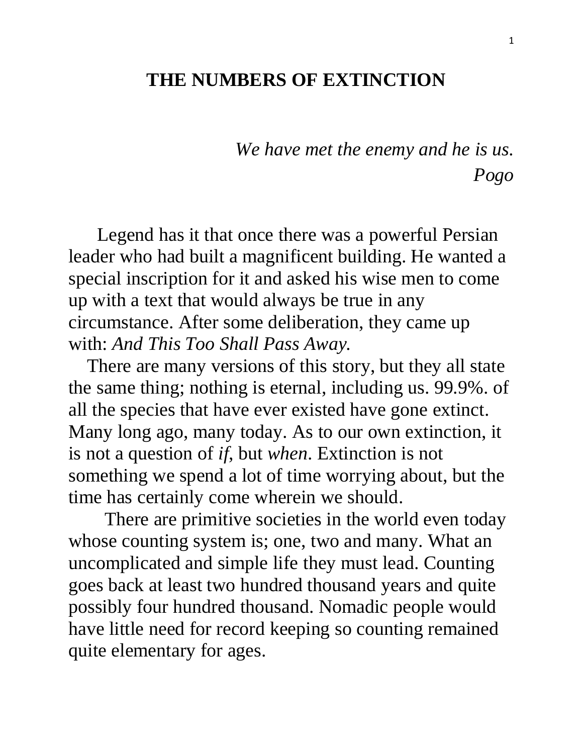# THE NUMBERS OF EXTINCTION

*We have met the enemy and he is us.*
*Pogo*

Legend has it that once there was a powerful Persian leader who had built a magnificent building. He wanted a special inscription for it and asked his wise men to come up with a text that would always be true in any circumstance. After some deliberation, they came up with: *And This Too Shall Pass Away.*

There are many versions of this story, but they all state the same thing; nothing is eternal, including us. 99.9%. of all the species that have ever existed have gone extinct. Many long ago, many today. As to our own extinction, it is not a question of *if*, but *when*. Extinction is not something we spend a lot of time worrying about, but the time has certainly come wherein we should.

There are primitive societies in the world even today whose counting system is; one, two and many. What an uncomplicated and simple life they must lead. Counting goes back at least two hundred thousand years and quite possibly four hundred thousand. Nomadic people would have little need for record keeping so counting remained quite elementary for ages.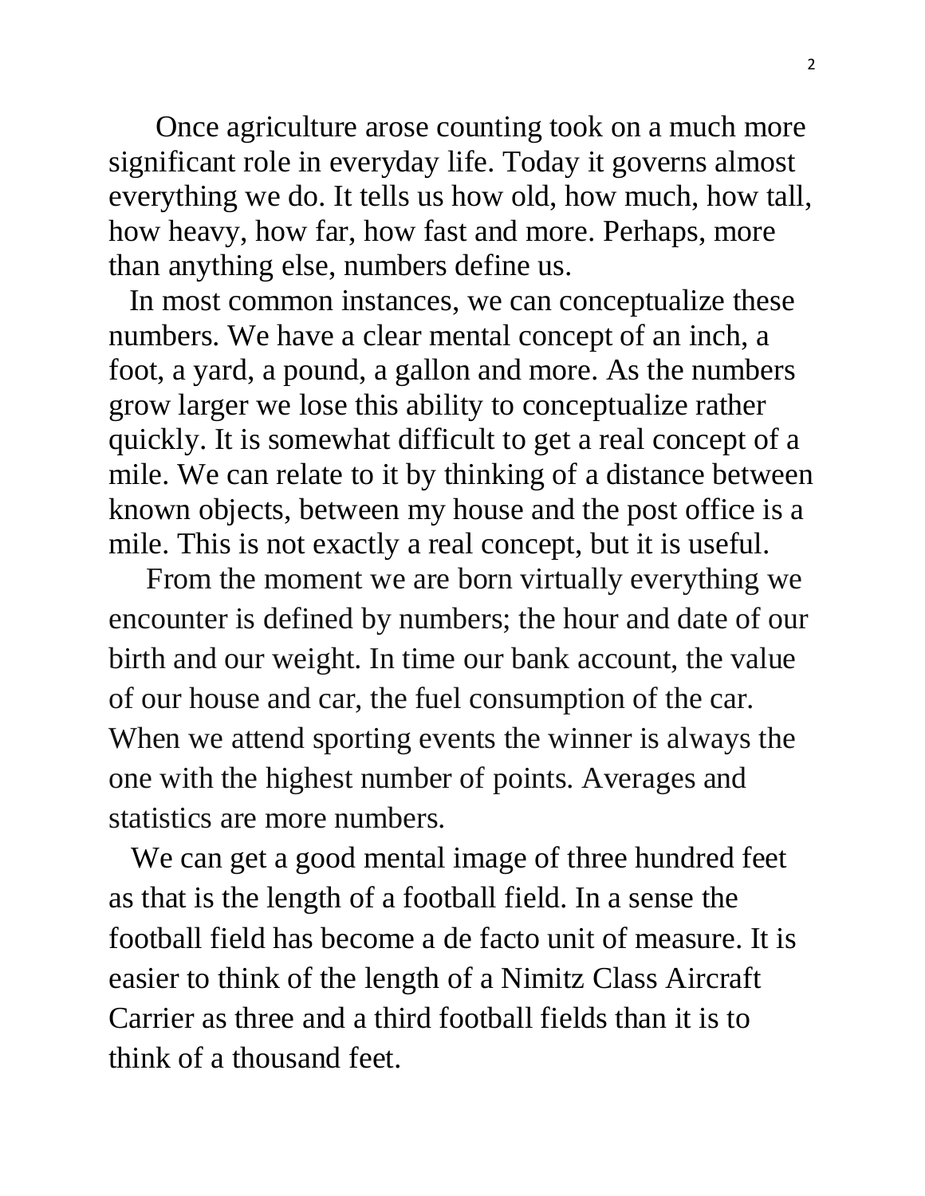Once agriculture arose counting took on a much more significant role in everyday life. Today it governs almost everything we do. It tells us how old, how much, how tall, how heavy, how far, how fast and more. Perhaps, more than anything else, numbers define us.

In most common instances, we can conceptualize these numbers. We have a clear mental concept of an inch, a foot, a yard, a pound, a gallon and more. As the numbers grow larger we lose this ability to conceptualize rather quickly. It is somewhat difficult to get a real concept of a mile. We can relate to it by thinking of a distance between known objects, between my house and the post office is a mile. This is not exactly a real concept, but it is useful.

From the moment we are born virtually everything we encounter is defined by numbers; the hour and date of our birth and our weight. In time our bank account, the value of our house and car, the fuel consumption of the car. When we attend sporting events the winner is always the one with the highest number of points. Averages and statistics are more numbers.

We can get a good mental image of three hundred feet as that is the length of a football field. In a sense the football field has become a de facto unit of measure. It is easier to think of the length of a Nimitz Class Aircraft Carrier as three and a third football fields than it is to think of a thousand feet.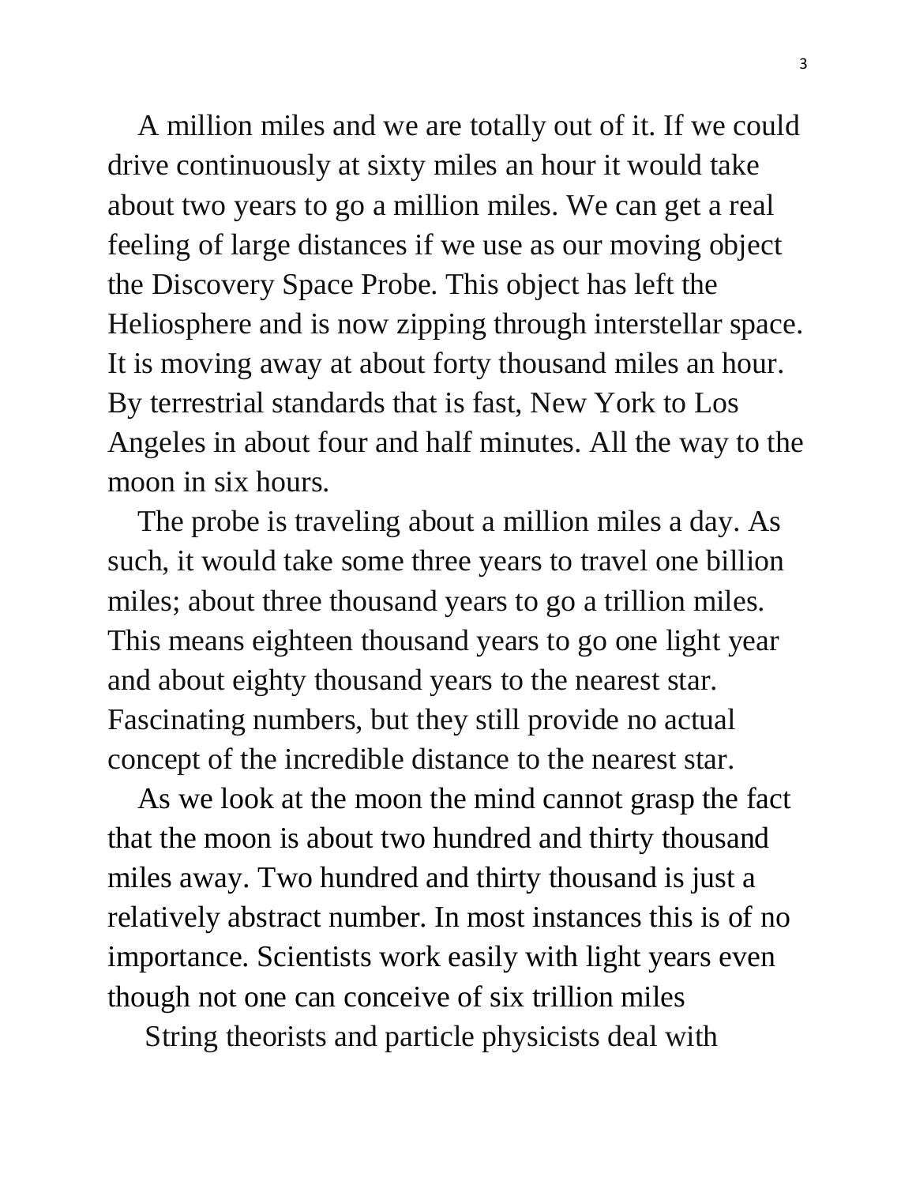A million miles and we are totally out of it. If we could drive continuously at sixty miles an hour it would take about two years to go a million miles. We can get a real feeling of large distances if we use as our moving object the Discovery Space Probe. This object has left the Heliosphere and is now zipping through interstellar space. It is moving away at about forty thousand miles an hour. By terrestrial standards that is fast, New York to Los Angeles in about four and half minutes. All the way to the moon in six hours.

The probe is traveling about a million miles a day. As such, it would take some three years to travel one billion miles; about three thousand years to go a trillion miles. This means eighteen thousand years to go one light year and about eighty thousand years to the nearest star. Fascinating numbers, but they still provide no actual concept of the incredible distance to the nearest star.

As we look at the moon the mind cannot grasp the fact that the moon is about two hundred and thirty thousand miles away. Two hundred and thirty thousand is just a relatively abstract number. In most instances this is of no importance. Scientists work easily with light years even though not one can conceive of six trillion miles

String theorists and particle physicists deal with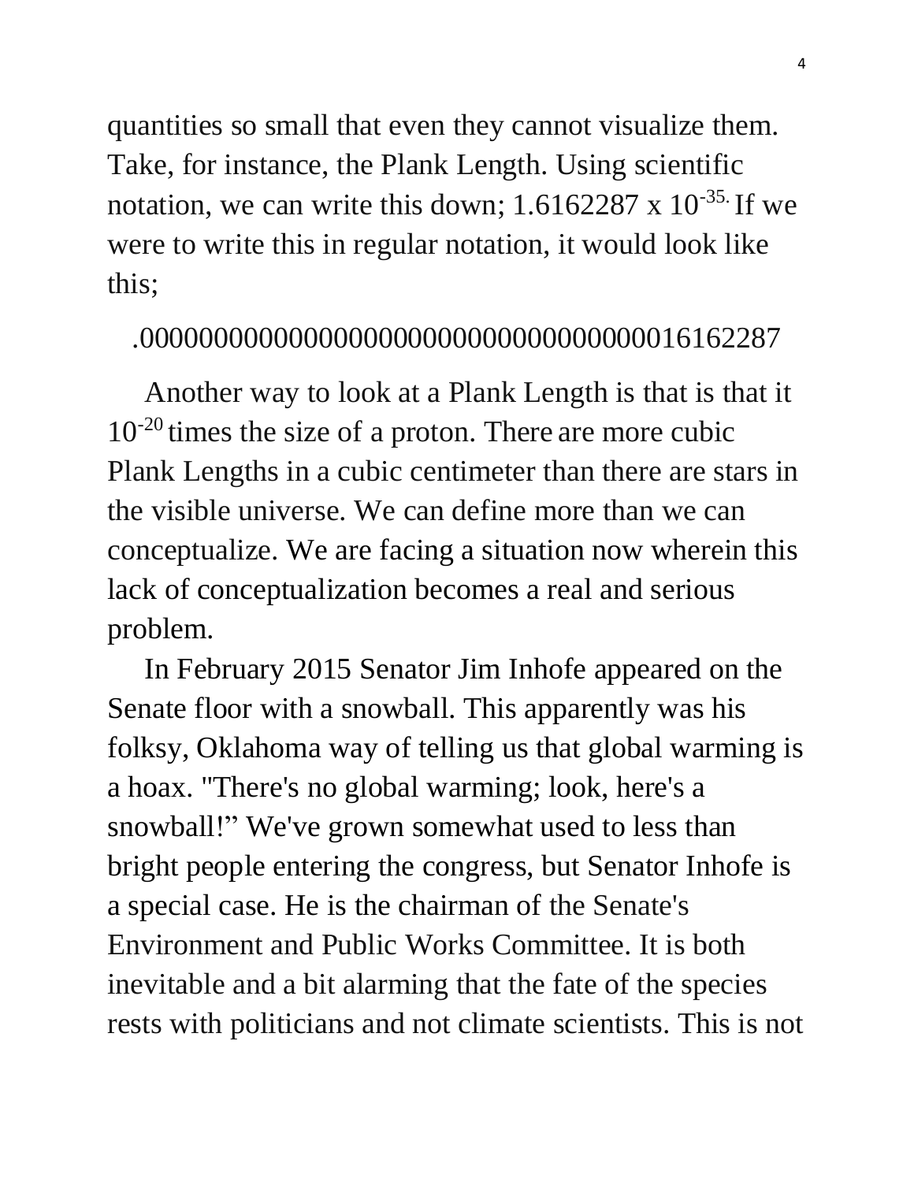quantities so small that even they cannot visualize them. Take, for instance, the Plank Length. Using scientific notation, we can write this down; 1.6162287 x $10^{-35.}$ If we were to write this in regular notation, it would look like this;

.0000000000000000000000000000000000016162287

Another way to look at a Plank Length is that is that it $10^{-20}$ times the size of a proton. There are more cubic Plank Lengths in a cubic centimeter than there are stars in the visible universe. We can define more than we can conceptualize. We are facing a situation now wherein this lack of conceptualization becomes a real and serious problem.

In February 2015 Senator Jim Inhofe appeared on the Senate floor with a snowball. This apparently was his folksy, Oklahoma way of telling us that global warming is a hoax. "There's no global warming; look, here's a snowball!" We've grown somewhat used to less than bright people entering the congress, but Senator Inhofe is a special case. He is the chairman of the Senate's Environment and Public Works Committee. It is both inevitable and a bit alarming that the fate of the species rests with politicians and not climate scientists. This is not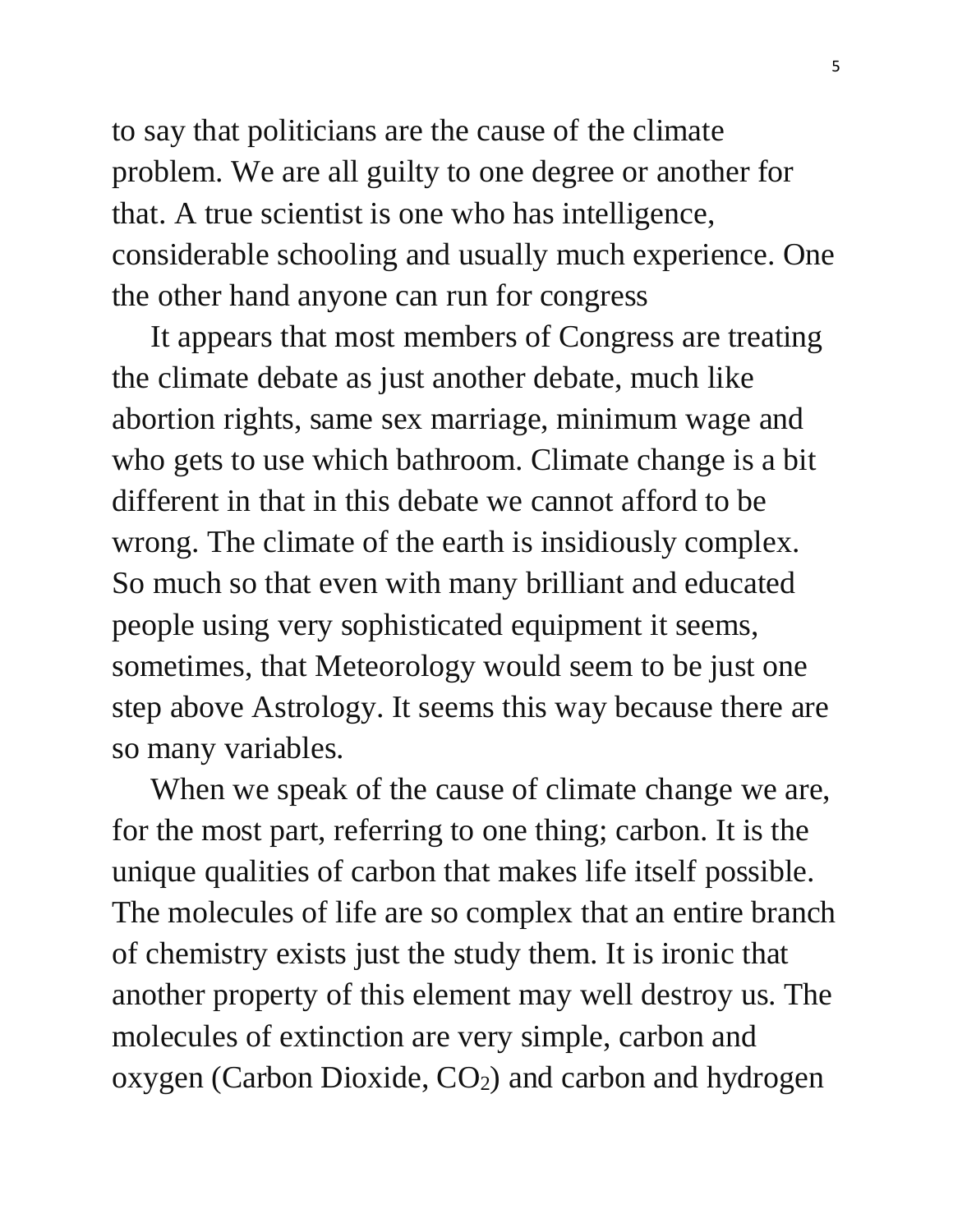to say that politicians are the cause of the climate problem. We are all guilty to one degree or another for that. A true scientist is one who has intelligence, considerable schooling and usually much experience. One the other hand anyone can run for congress

It appears that most members of Congress are treating the climate debate as just another debate, much like abortion rights, same sex marriage, minimum wage and who gets to use which bathroom. Climate change is a bit different in that in this debate we cannot afford to be wrong. The climate of the earth is insidiously complex. So much so that even with many brilliant and educated people using very sophisticated equipment it seems, sometimes, that Meteorology would seem to be just one step above Astrology. It seems this way because there are so many variables.

When we speak of the cause of climate change we are, for the most part, referring to one thing; carbon. It is the unique qualities of carbon that makes life itself possible. The molecules of life are so complex that an entire branch of chemistry exists just the study them. It is ironic that another property of this element may well destroy us. The molecules of extinction are very simple, carbon and oxygen (Carbon Dioxide, $CO_2$) and carbon and hydrogen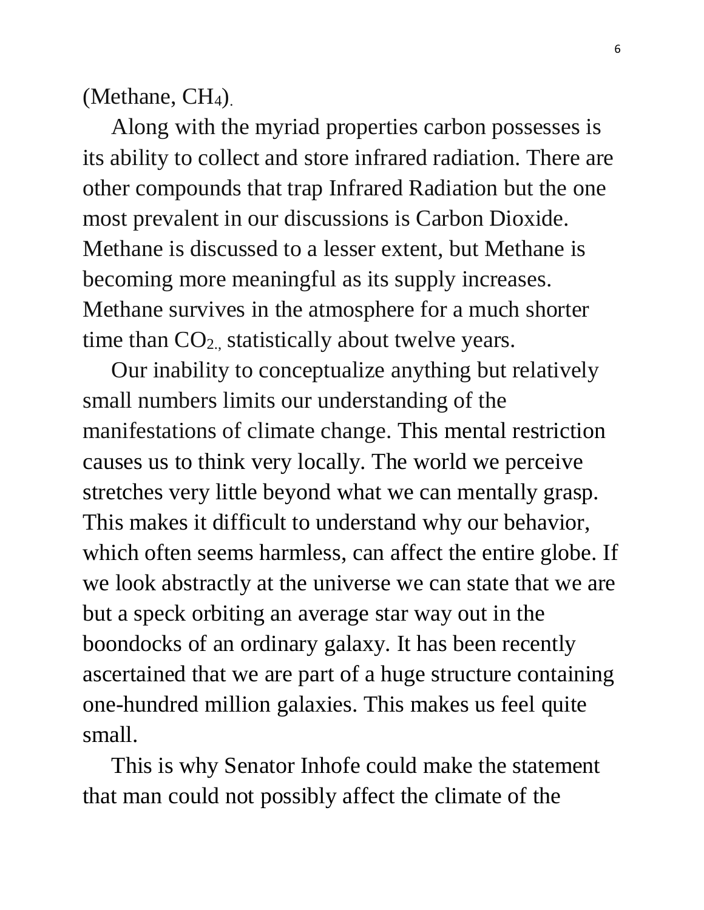(Methane, $CH_4$).

Along with the myriad properties carbon possesses is its ability to collect and store infrared radiation. There are other compounds that trap Infrared Radiation but the one most prevalent in our discussions is Carbon Dioxide. Methane is discussed to a lesser extent, but Methane is becoming more meaningful as its supply increases. Methane survives in the atmosphere for a much shorter time than $CO_2$., statistically about twelve years.

Our inability to conceptualize anything but relatively small numbers limits our understanding of the manifestations of climate change. This mental restriction causes us to think very locally. The world we perceive stretches very little beyond what we can mentally grasp. This makes it difficult to understand why our behavior, which often seems harmless, can affect the entire globe. If we look abstractly at the universe we can state that we are but a speck orbiting an average star way out in the boondocks of an ordinary galaxy. It has been recently ascertained that we are part of a huge structure containing one-hundred million galaxies. This makes us feel quite small.

This is why Senator Inhofe could make the statement that man could not possibly affect the climate of the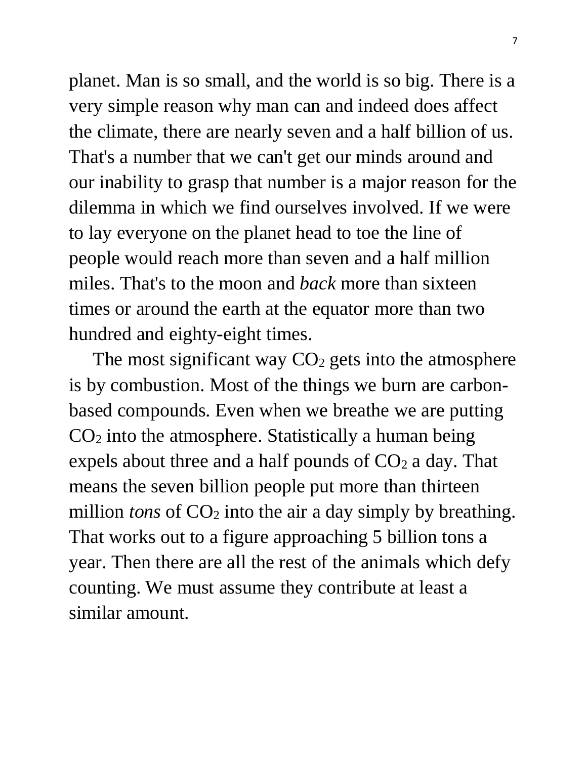planet. Man is so small, and the world is so big. There is a very simple reason why man can and indeed does affect the climate, there are nearly seven and a half billion of us. That's a number that we can't get our minds around and our inability to grasp that number is a major reason for the dilemma in which we find ourselves involved. If we were to lay everyone on the planet head to toe the line of people would reach more than seven and a half million miles. That's to the moon and *back* more than sixteen times or around the earth at the equator more than two hundred and eighty-eight times.

The most significant way $CO_2$ gets into the atmosphere is by combustion. Most of the things we burn are carbon-based compounds. Even when we breathe we are putting $CO_2$ into the atmosphere. Statistically a human being expels about three and a half pounds of $CO_2$ a day. That means the seven billion people put more than thirteen million *tons* of $CO_2$ into the air a day simply by breathing. That works out to a figure approaching 5 billion tons a year. Then there are all the rest of the animals which defy counting. We must assume they contribute at least a similar amount.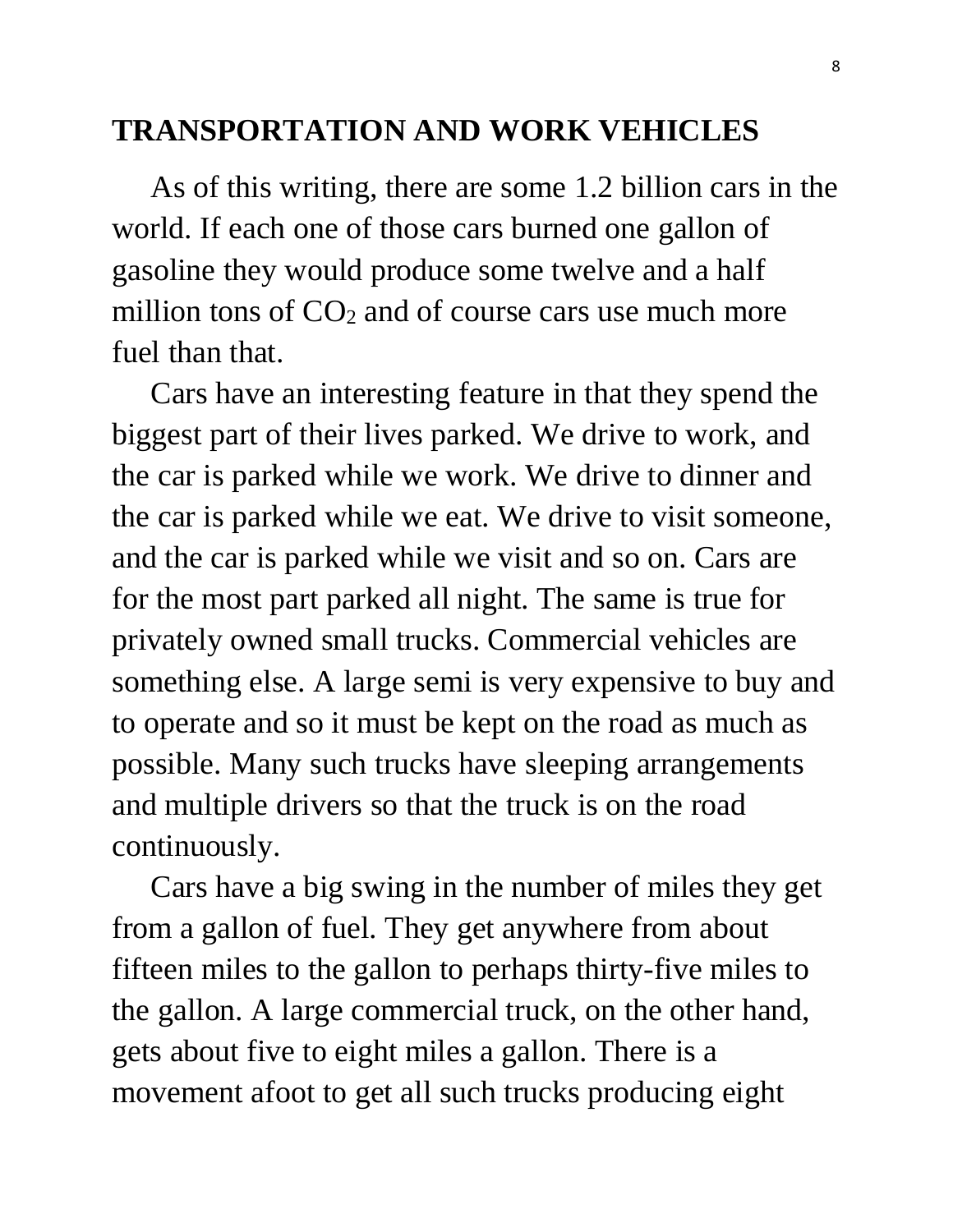# TRANSPORTATION AND WORK VEHICLES

As of this writing, there are some 1.2 billion cars in the world. If each one of those cars burned one gallon of gasoline they would produce some twelve and a half million tons of $CO_2$ and of course cars use much more fuel than that.

Cars have an interesting feature in that they spend the biggest part of their lives parked. We drive to work, and the car is parked while we work. We drive to dinner and the car is parked while we eat. We drive to visit someone, and the car is parked while we visit and so on. Cars are for the most part parked all night. The same is true for privately owned small trucks. Commercial vehicles are something else. A large semi is very expensive to buy and to operate and so it must be kept on the road as much as possible. Many such trucks have sleeping arrangements and multiple drivers so that the truck is on the road continuously.

Cars have a big swing in the number of miles they get from a gallon of fuel. They get anywhere from about fifteen miles to the gallon to perhaps thirty-five miles to the gallon. A large commercial truck, on the other hand, gets about five to eight miles a gallon. There is a movement afoot to get all such trucks producing eight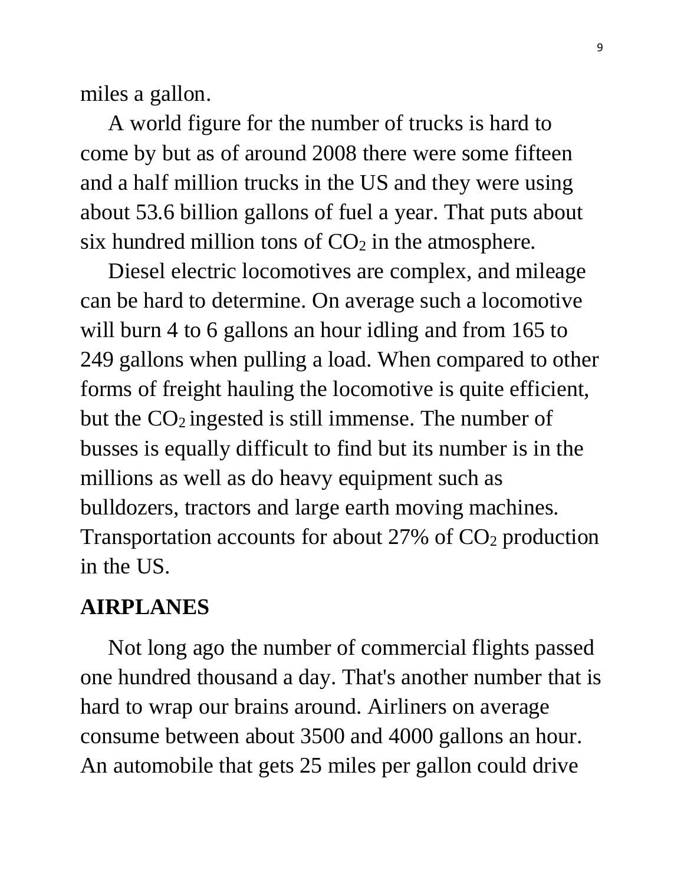miles a gallon.

A world figure for the number of trucks is hard to come by but as of around 2008 there were some fifteen and a half million trucks in the US and they were using about 53.6 billion gallons of fuel a year. That puts about six hundred million tons of $CO_2$ in the atmosphere.

Diesel electric locomotives are complex, and mileage can be hard to determine. On average such a locomotive will burn 4 to 6 gallons an hour idling and from 165 to 249 gallons when pulling a load. When compared to other forms of freight hauling the locomotive is quite efficient, but the $CO_2$ ingested is still immense. The number of busses is equally difficult to find but its number is in the millions as well as do heavy equipment such as bulldozers, tractors and large earth moving machines. Transportation accounts for about 27% of $CO_2$ production in the US.

## AIRPLANES

Not long ago the number of commercial flights passed one hundred thousand a day. That's another number that is hard to wrap our brains around. Airliners on average consume between about 3500 and 4000 gallons an hour. An automobile that gets 25 miles per gallon could drive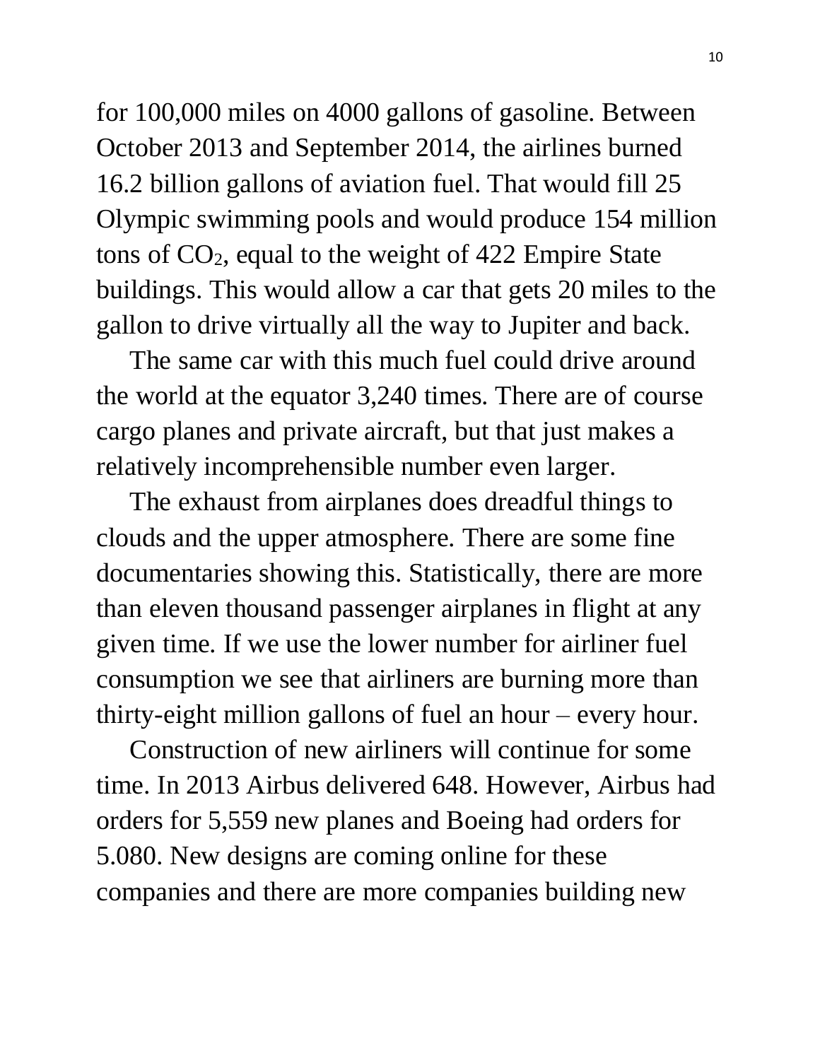for 100,000 miles on 4000 gallons of gasoline. Between October 2013 and September 2014, the airlines burned 16.2 billion gallons of aviation fuel. That would fill 25 Olympic swimming pools and would produce 154 million tons of $CO_2$, equal to the weight of 422 Empire State buildings. This would allow a car that gets 20 miles to the gallon to drive virtually all the way to Jupiter and back.

The same car with this much fuel could drive around the world at the equator 3,240 times. There are of course cargo planes and private aircraft, but that just makes a relatively incomprehensible number even larger.

The exhaust from airplanes does dreadful things to clouds and the upper atmosphere. There are some fine documentaries showing this. Statistically, there are more than eleven thousand passenger airplanes in flight at any given time. If we use the lower number for airliner fuel consumption we see that airliners are burning more than thirty-eight million gallons of fuel an hour – every hour.

Construction of new airliners will continue for some time. In 2013 Airbus delivered 648. However, Airbus had orders for 5,559 new planes and Boeing had orders for 5.080. New designs are coming online for these companies and there are more companies building new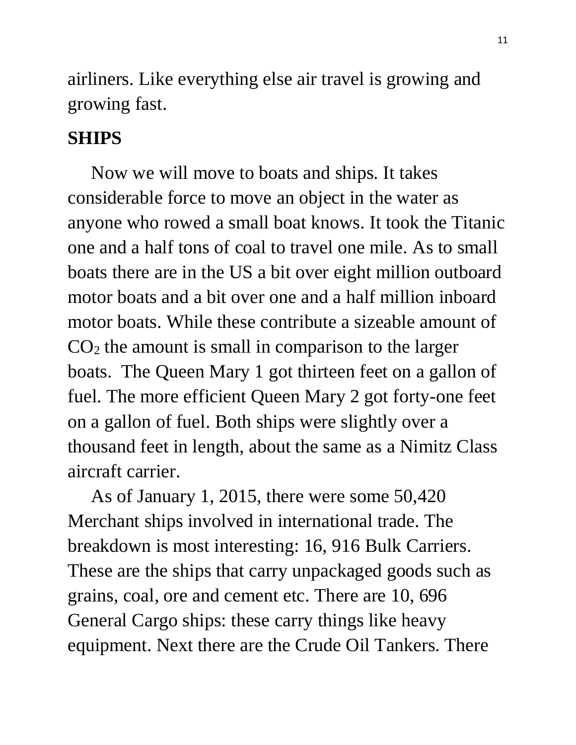airliners. Like everything else air travel is growing and growing fast.

## SHIPS

Now we will move to boats and ships. It takes considerable force to move an object in the water as anyone who rowed a small boat knows. It took the Titanic one and a half tons of coal to travel one mile. As to small boats there are in the US a bit over eight million outboard motor boats and a bit over one and a half million inboard motor boats. While these contribute a sizeable amount of $CO_2$ the amount is small in comparison to the larger boats. The Queen Mary 1 got thirteen feet on a gallon of fuel. The more efficient Queen Mary 2 got forty-one feet on a gallon of fuel. Both ships were slightly over a thousand feet in length, about the same as a Nimitz Class aircraft carrier.

As of January 1, 2015, there were some 50,420 Merchant ships involved in international trade. The breakdown is most interesting: 16, 916 Bulk Carriers. These are the ships that carry unpackaged goods such as grains, coal, ore and cement etc. There are 10, 696 General Cargo ships: these carry things like heavy equipment. Next there are the Crude Oil Tankers. There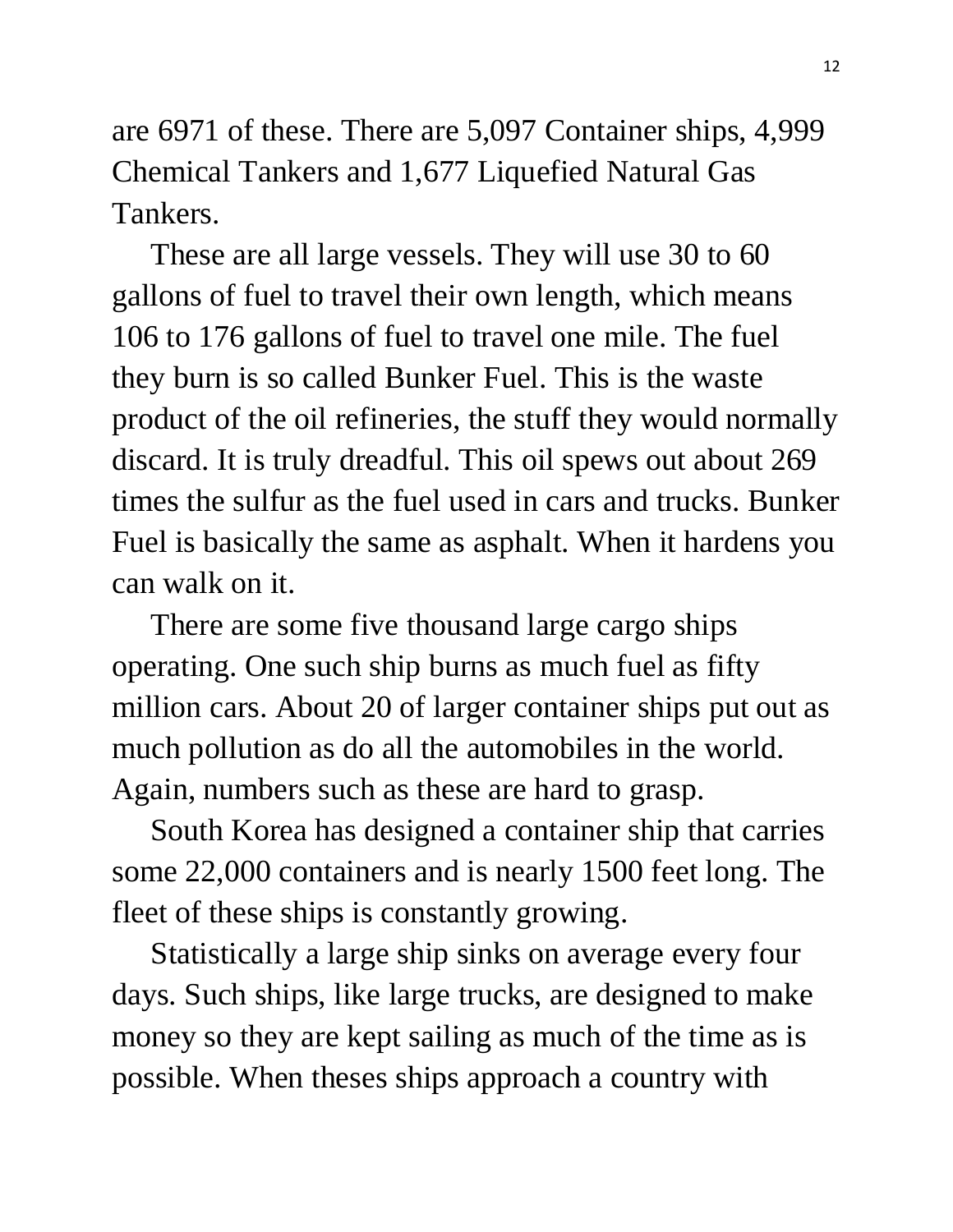are 6971 of these. There are 5,097 Container ships, 4,999 Chemical Tankers and 1,677 Liquefied Natural Gas Tankers.

These are all large vessels. They will use 30 to 60 gallons of fuel to travel their own length, which means 106 to 176 gallons of fuel to travel one mile. The fuel they burn is so called Bunker Fuel. This is the waste product of the oil refineries, the stuff they would normally discard. It is truly dreadful. This oil spews out about 269 times the sulfur as the fuel used in cars and trucks. Bunker Fuel is basically the same as asphalt. When it hardens you can walk on it.

There are some five thousand large cargo ships operating. One such ship burns as much fuel as fifty million cars. About 20 of larger container ships put out as much pollution as do all the automobiles in the world. Again, numbers such as these are hard to grasp.

South Korea has designed a container ship that carries some 22,000 containers and is nearly 1500 feet long. The fleet of these ships is constantly growing.

Statistically a large ship sinks on average every four days. Such ships, like large trucks, are designed to make money so they are kept sailing as much of the time as is possible. When theses ships approach a country with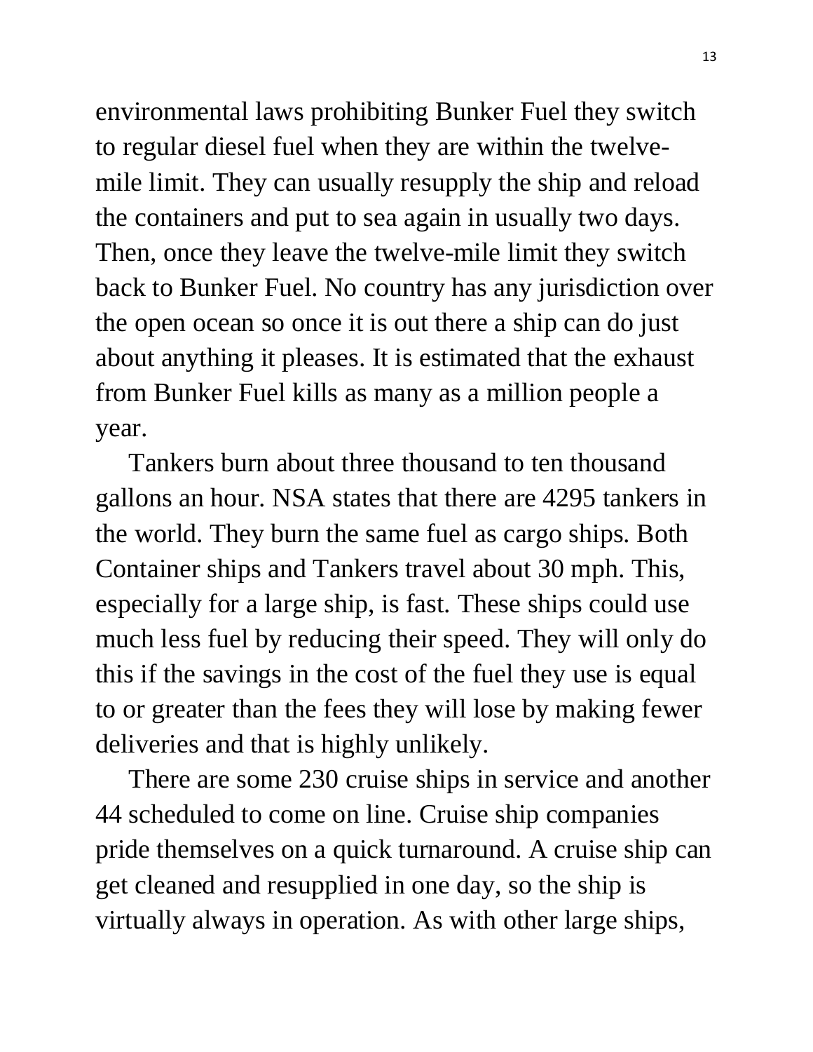environmental laws prohibiting Bunker Fuel they switch to regular diesel fuel when they are within the twelve-mile limit. They can usually resupply the ship and reload the containers and put to sea again in usually two days. Then, once they leave the twelve-mile limit they switch back to Bunker Fuel. No country has any jurisdiction over the open ocean so once it is out there a ship can do just about anything it pleases. It is estimated that the exhaust from Bunker Fuel kills as many as a million people a year.

Tankers burn about three thousand to ten thousand gallons an hour. NSA states that there are 4295 tankers in the world. They burn the same fuel as cargo ships. Both Container ships and Tankers travel about 30 mph. This, especially for a large ship, is fast. These ships could use much less fuel by reducing their speed. They will only do this if the savings in the cost of the fuel they use is equal to or greater than the fees they will lose by making fewer deliveries and that is highly unlikely.

There are some 230 cruise ships in service and another 44 scheduled to come on line. Cruise ship companies pride themselves on a quick turnaround. A cruise ship can get cleaned and resupplied in one day, so the ship is virtually always in operation. As with other large ships,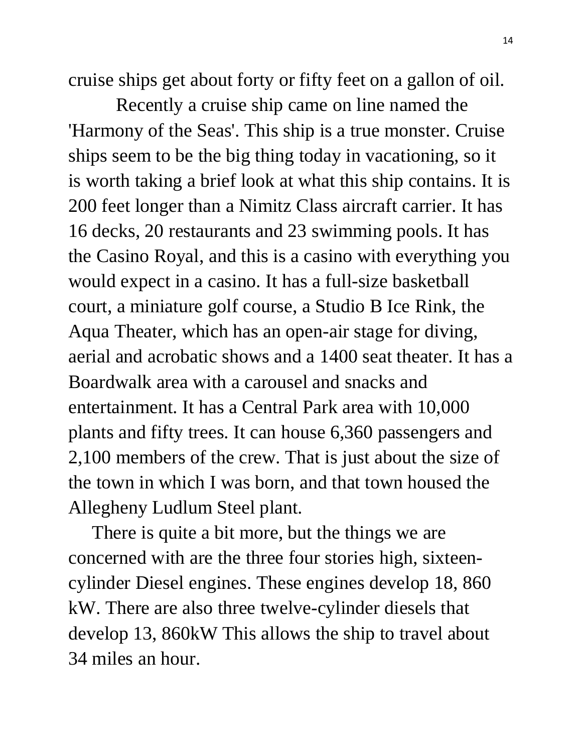cruise ships get about forty or fifty feet on a gallon of oil.

Recently a cruise ship came on line named the 'Harmony of the Seas'. This ship is a true monster. Cruise ships seem to be the big thing today in vacationing, so it is worth taking a brief look at what this ship contains. It is 200 feet longer than a Nimitz Class aircraft carrier. It has 16 decks, 20 restaurants and 23 swimming pools. It has the Casino Royal, and this is a casino with everything you would expect in a casino. It has a full-size basketball court, a miniature golf course, a Studio B Ice Rink, the Aqua Theater, which has an open-air stage for diving, aerial and acrobatic shows and a 1400 seat theater. It has a Boardwalk area with a carousel and snacks and entertainment. It has a Central Park area with 10,000 plants and fifty trees. It can house 6,360 passengers and 2,100 members of the crew. That is just about the size of the town in which I was born, and that town housed the Allegheny Ludlum Steel plant.

There is quite a bit more, but the things we are concerned with are the three four stories high, sixteen-cylinder Diesel engines. These engines develop 18, 860 kW. There are also three twelve-cylinder diesels that develop 13, 860kW This allows the ship to travel about 34 miles an hour.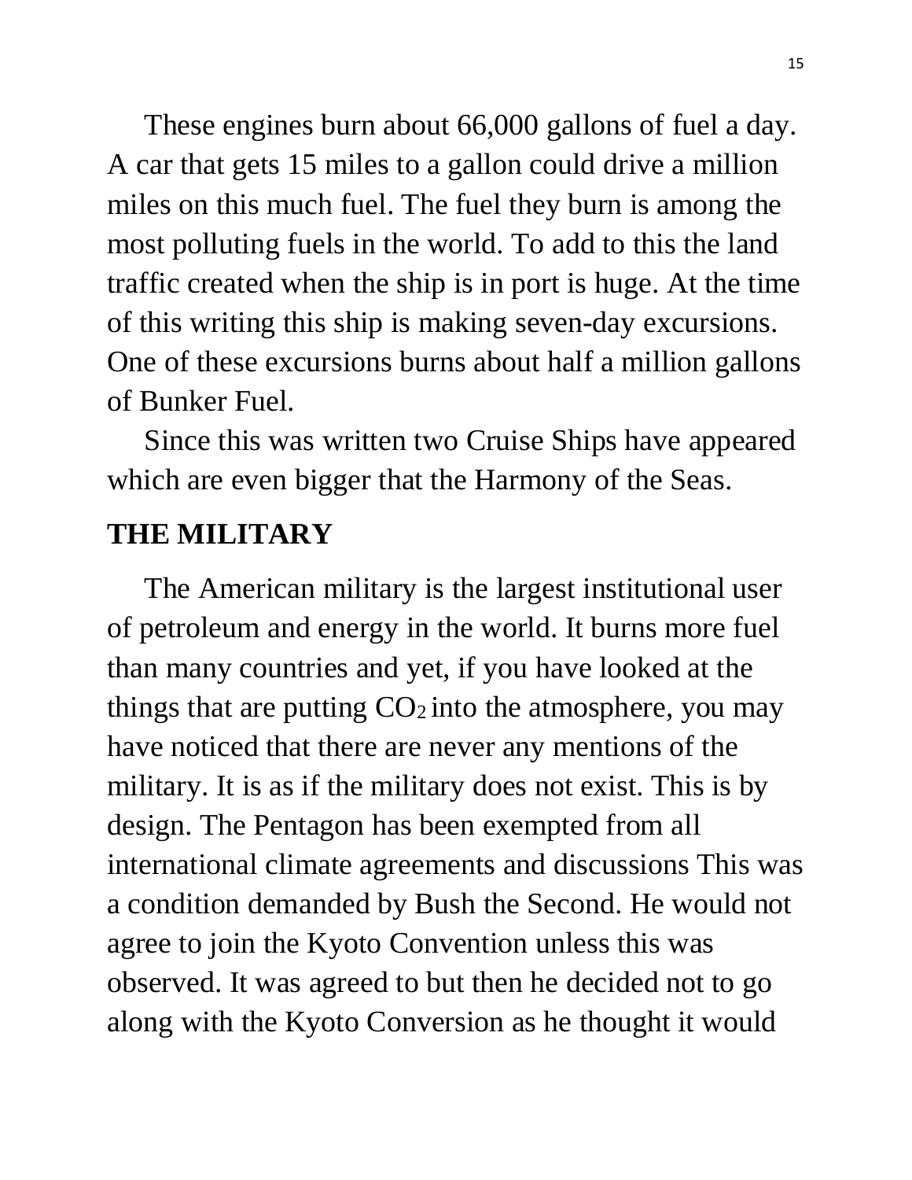These engines burn about 66,000 gallons of fuel a day. A car that gets 15 miles to a gallon could drive a million miles on this much fuel. The fuel they burn is among the most polluting fuels in the world. To add to this the land traffic created when the ship is in port is huge. At the time of this writing this ship is making seven-day excursions. One of these excursions burns about half a million gallons of Bunker Fuel.

Since this was written two Cruise Ships have appeared which are even bigger that the Harmony of the Seas.

## THE MILITARY

The American military is the largest institutional user of petroleum and energy in the world. It burns more fuel than many countries and yet, if you have looked at the things that are putting $CO_2$ into the atmosphere, you may have noticed that there are never any mentions of the military. It is as if the military does not exist. This is by design. The Pentagon has been exempted from all international climate agreements and discussions This was a condition demanded by Bush the Second. He would not agree to join the Kyoto Convention unless this was observed. It was agreed to but then he decided not to go along with the Kyoto Conversion as he thought it would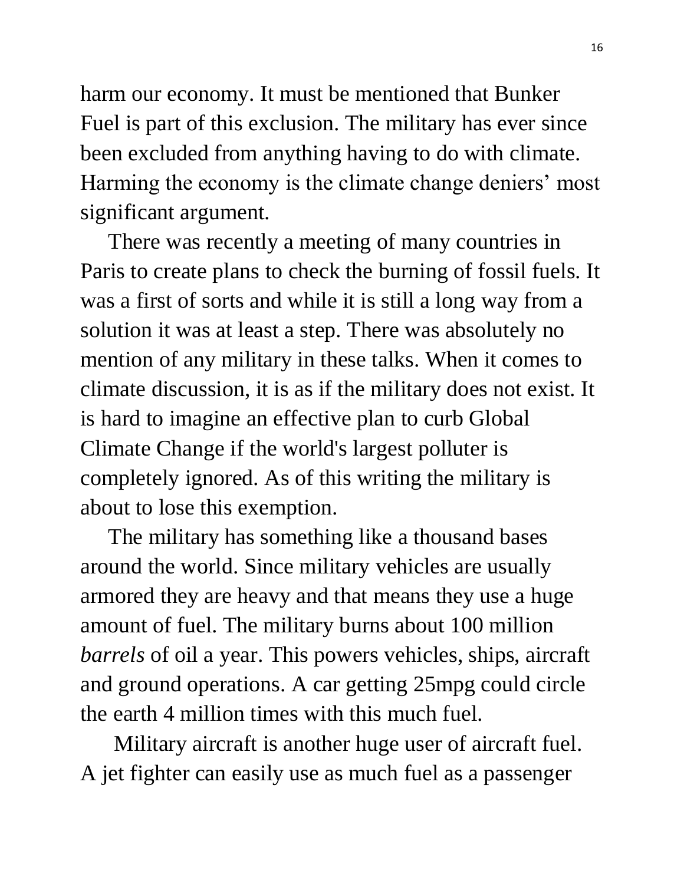harm our economy. It must be mentioned that Bunker Fuel is part of this exclusion. The military has ever since been excluded from anything having to do with climate. Harming the economy is the climate change deniers' most significant argument.

There was recently a meeting of many countries in Paris to create plans to check the burning of fossil fuels. It was a first of sorts and while it is still a long way from a solution it was at least a step. There was absolutely no mention of any military in these talks. When it comes to climate discussion, it is as if the military does not exist. It is hard to imagine an effective plan to curb Global Climate Change if the world's largest polluter is completely ignored. As of this writing the military is about to lose this exemption.

The military has something like a thousand bases around the world. Since military vehicles are usually armored they are heavy and that means they use a huge amount of fuel. The military burns about 100 million *barrels* of oil a year. This powers vehicles, ships, aircraft and ground operations. A car getting 25mpg could circle the earth 4 million times with this much fuel.

Military aircraft is another huge user of aircraft fuel. A jet fighter can easily use as much fuel as a passenger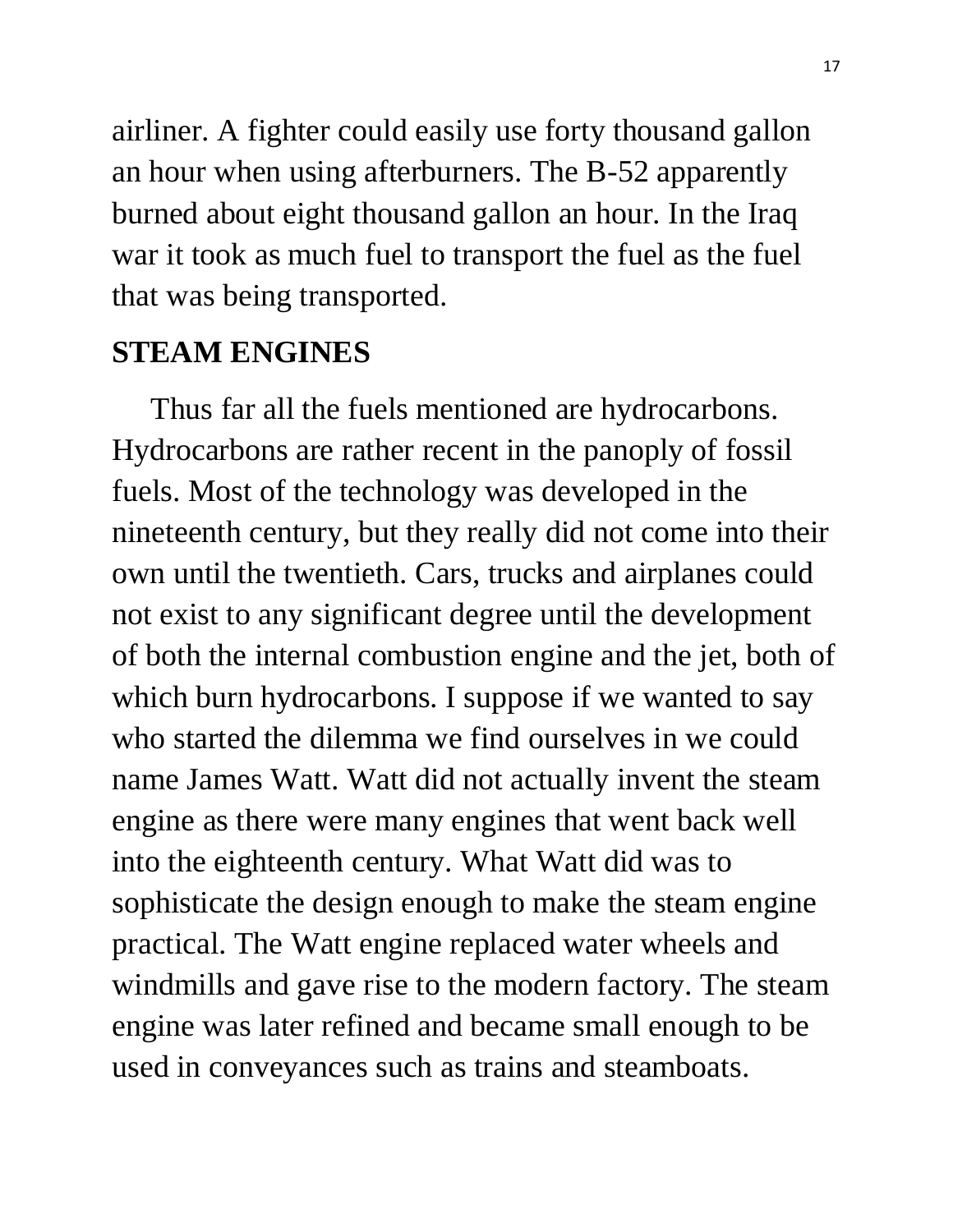airliner. A fighter could easily use forty thousand gallon an hour when using afterburners. The B-52 apparently burned about eight thousand gallon an hour. In the Iraq war it took as much fuel to transport the fuel as the fuel that was being transported.

## STEAM ENGINES

Thus far all the fuels mentioned are hydrocarbons. Hydrocarbons are rather recent in the panoply of fossil fuels. Most of the technology was developed in the nineteenth century, but they really did not come into their own until the twentieth. Cars, trucks and airplanes could not exist to any significant degree until the development of both the internal combustion engine and the jet, both of which burn hydrocarbons. I suppose if we wanted to say who started the dilemma we find ourselves in we could name James Watt. Watt did not actually invent the steam engine as there were many engines that went back well into the eighteenth century. What Watt did was to sophisticate the design enough to make the steam engine practical. The Watt engine replaced water wheels and windmills and gave rise to the modern factory. The steam engine was later refined and became small enough to be used in conveyances such as trains and steamboats.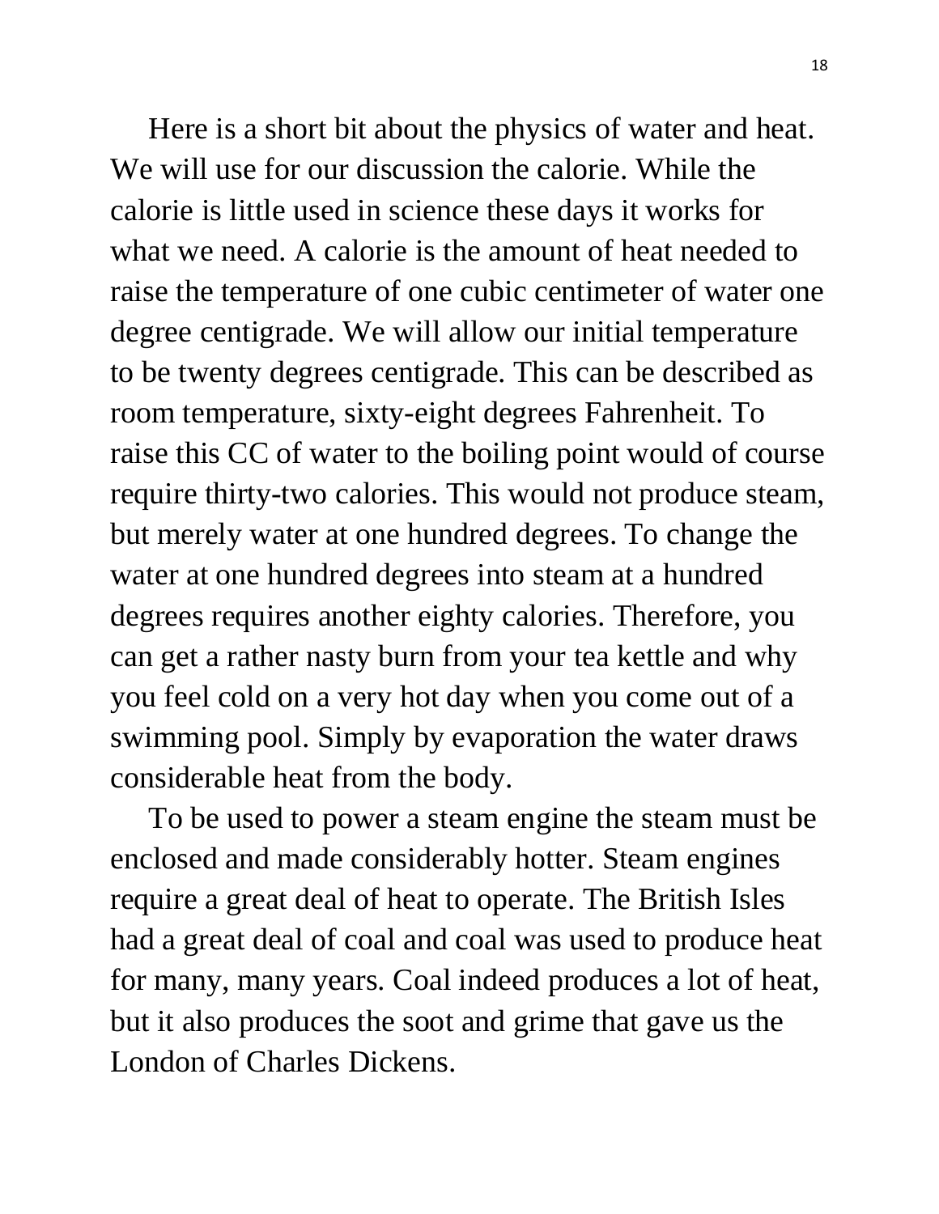Here is a short bit about the physics of water and heat. We will use for our discussion the calorie. While the calorie is little used in science these days it works for what we need. A calorie is the amount of heat needed to raise the temperature of one cubic centimeter of water one degree centigrade. We will allow our initial temperature to be twenty degrees centigrade. This can be described as room temperature, sixty-eight degrees Fahrenheit. To raise this CC of water to the boiling point would of course require thirty-two calories. This would not produce steam, but merely water at one hundred degrees. To change the water at one hundred degrees into steam at a hundred degrees requires another eighty calories. Therefore, you can get a rather nasty burn from your tea kettle and why you feel cold on a very hot day when you come out of a swimming pool. Simply by evaporation the water draws considerable heat from the body.

To be used to power a steam engine the steam must be enclosed and made considerably hotter. Steam engines require a great deal of heat to operate. The British Isles had a great deal of coal and coal was used to produce heat for many, many years. Coal indeed produces a lot of heat, but it also produces the soot and grime that gave us the London of Charles Dickens.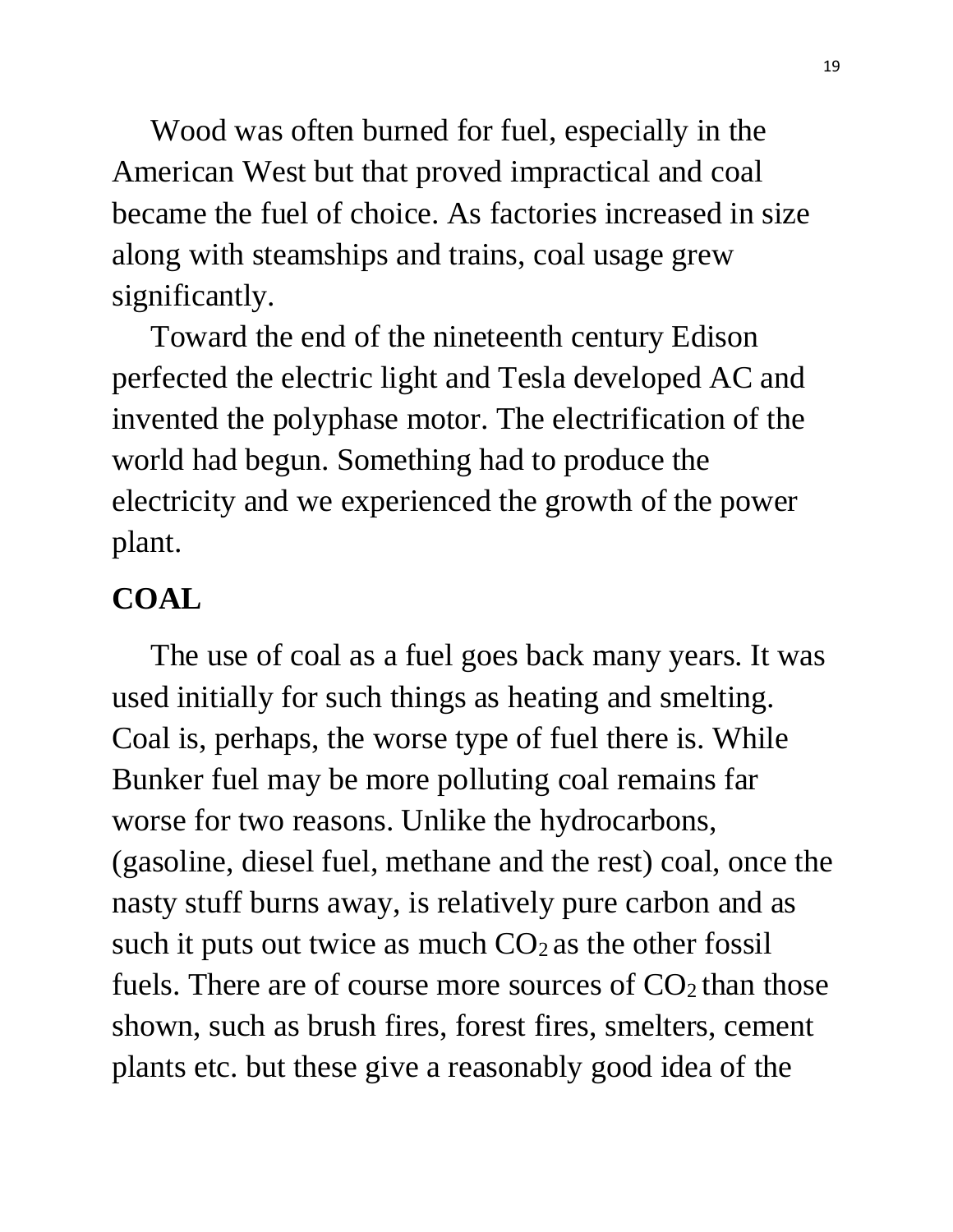Wood was often burned for fuel, especially in the American West but that proved impractical and coal became the fuel of choice. As factories increased in size along with steamships and trains, coal usage grew significantly.

Toward the end of the nineteenth century Edison perfected the electric light and Tesla developed AC and invented the polyphase motor. The electrification of the world had begun. Something had to produce the electricity and we experienced the growth of the power plant.

## COAL

The use of coal as a fuel goes back many years. It was used initially for such things as heating and smelting. Coal is, perhaps, the worse type of fuel there is. While Bunker fuel may be more polluting coal remains far worse for two reasons. Unlike the hydrocarbons, (gasoline, diesel fuel, methane and the rest) coal, once the nasty stuff burns away, is relatively pure carbon and as such it puts out twice as much $CO_2$ as the other fossil fuels. There are of course more sources of $CO_2$ than those shown, such as brush fires, forest fires, smelters, cement plants etc. but these give a reasonably good idea of the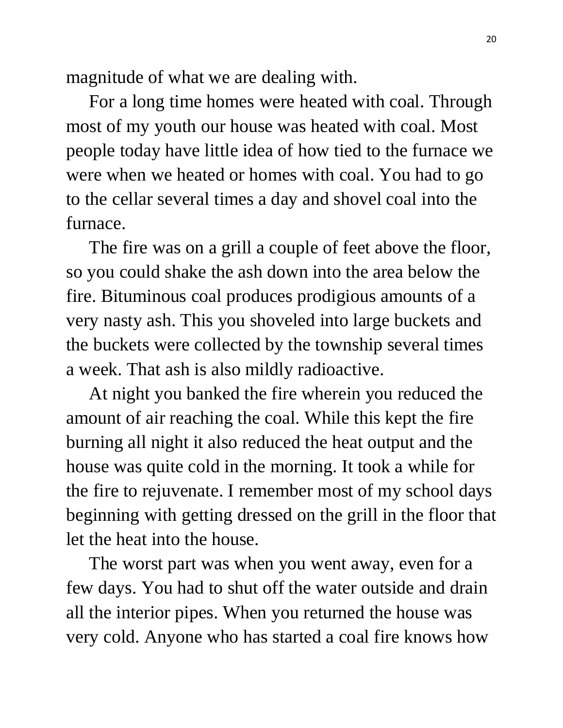magnitude of what we are dealing with.

For a long time homes were heated with coal. Through most of my youth our house was heated with coal. Most people today have little idea of how tied to the furnace we were when we heated or homes with coal. You had to go to the cellar several times a day and shovel coal into the furnace.

The fire was on a grill a couple of feet above the floor, so you could shake the ash down into the area below the fire. Bituminous coal produces prodigious amounts of a very nasty ash. This you shoveled into large buckets and the buckets were collected by the township several times a week. That ash is also mildly radioactive.

At night you banked the fire wherein you reduced the amount of air reaching the coal. While this kept the fire burning all night it also reduced the heat output and the house was quite cold in the morning. It took a while for the fire to rejuvenate. I remember most of my school days beginning with getting dressed on the grill in the floor that let the heat into the house.

The worst part was when you went away, even for a few days. You had to shut off the water outside and drain all the interior pipes. When you returned the house was very cold. Anyone who has started a coal fire knows how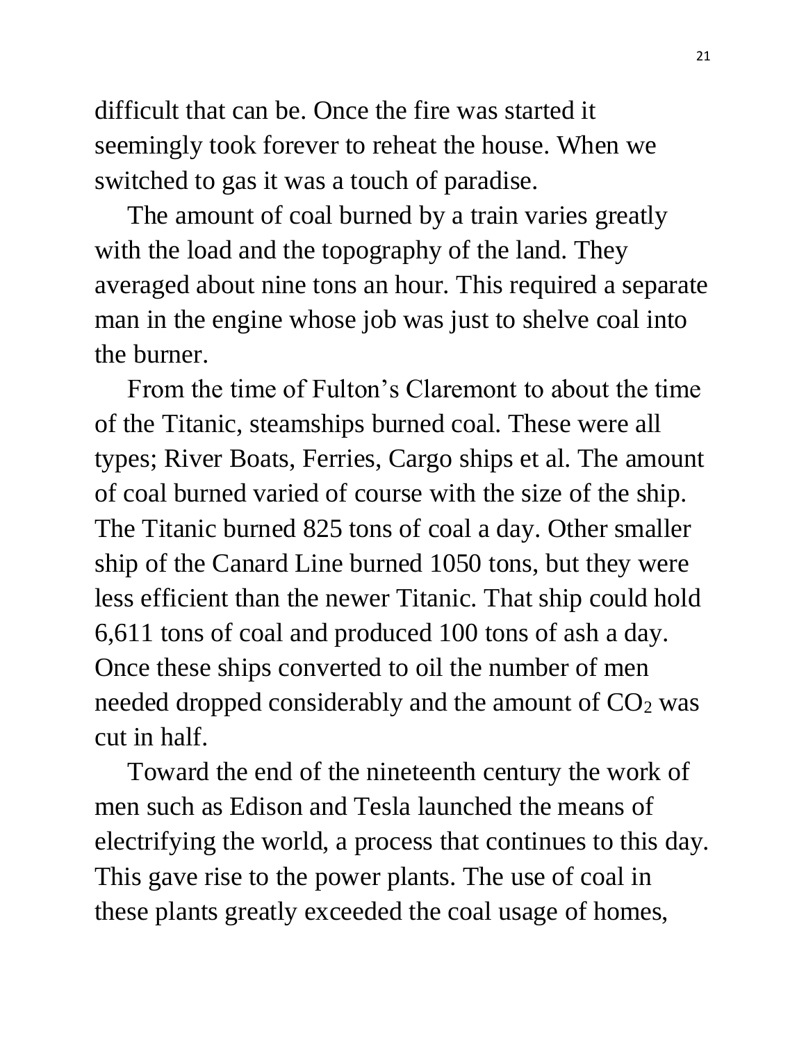difficult that can be. Once the fire was started it seemingly took forever to reheat the house. When we switched to gas it was a touch of paradise.

The amount of coal burned by a train varies greatly with the load and the topography of the land. They averaged about nine tons an hour. This required a separate man in the engine whose job was just to shelve coal into the burner.

From the time of Fulton's Claremont to about the time of the Titanic, steamships burned coal. These were all types; River Boats, Ferries, Cargo ships et al. The amount of coal burned varied of course with the size of the ship. The Titanic burned 825 tons of coal a day. Other smaller ship of the Canard Line burned 1050 tons, but they were less efficient than the newer Titanic. That ship could hold 6,611 tons of coal and produced 100 tons of ash a day. Once these ships converted to oil the number of men needed dropped considerably and the amount of $CO_2$ was cut in half.

Toward the end of the nineteenth century the work of men such as Edison and Tesla launched the means of electrifying the world, a process that continues to this day. This gave rise to the power plants. The use of coal in these plants greatly exceeded the coal usage of homes,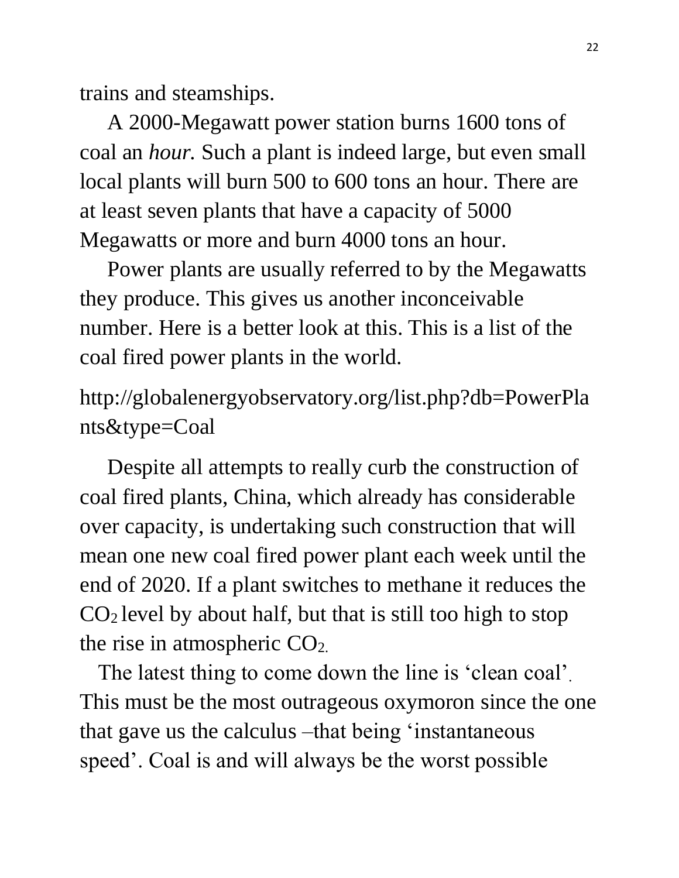trains and steamships.

A 2000-Megawatt power station burns 1600 tons of coal an *hour.* Such a plant is indeed large, but even small local plants will burn 500 to 600 tons an hour. There are at least seven plants that have a capacity of 5000 Megawatts or more and burn 4000 tons an hour.

Power plants are usually referred to by the Megawatts they produce. This gives us another inconceivable number. Here is a better look at this. This is a list of the coal fired power plants in the world.

http://globalenergyobservatory.org/list.php?db=PowerPlants&type=Coal

Despite all attempts to really curb the construction of coal fired plants, China, which already has considerable over capacity, is undertaking such construction that will mean one new coal fired power plant each week until the end of 2020. If a plant switches to methane it reduces the $CO_2$ level by about half, but that is still too high to stop the rise in atmospheric $CO_2$.

The latest thing to come down the line is 'clean coal'. This must be the most outrageous oxymoron since the one that gave us the calculus –that being 'instantaneous speed'. Coal is and will always be the worst possible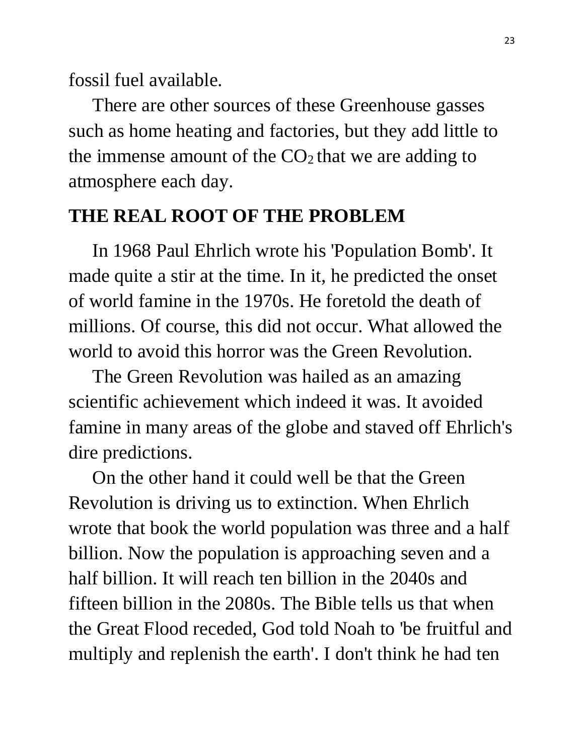fossil fuel available.

There are other sources of these Greenhouse gasses such as home heating and factories, but they add little to the immense amount of the $CO_2$ that we are adding to atmosphere each day.

## THE REAL ROOT OF THE PROBLEM

In 1968 Paul Ehrlich wrote his 'Population Bomb'. It made quite a stir at the time. In it, he predicted the onset of world famine in the 1970s. He foretold the death of millions. Of course, this did not occur. What allowed the world to avoid this horror was the Green Revolution.

The Green Revolution was hailed as an amazing scientific achievement which indeed it was. It avoided famine in many areas of the globe and staved off Ehrlich's dire predictions.

On the other hand it could well be that the Green Revolution is driving us to extinction. When Ehrlich wrote that book the world population was three and a half billion. Now the population is approaching seven and a half billion. It will reach ten billion in the 2040s and fifteen billion in the 2080s. The Bible tells us that when the Great Flood receded, God told Noah to 'be fruitful and multiply and replenish the earth'. I don't think he had ten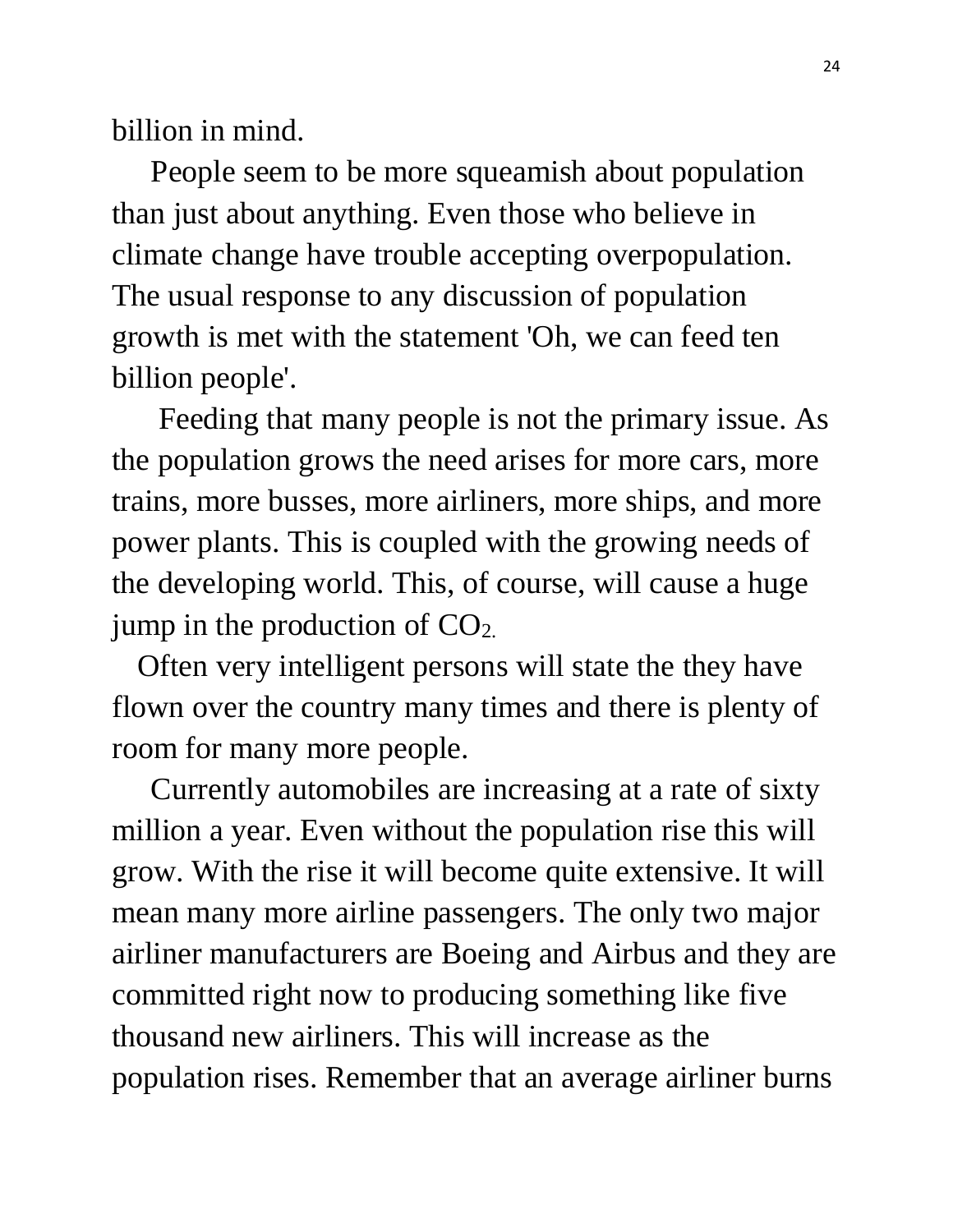billion in mind.

People seem to be more squeamish about population than just about anything. Even those who believe in climate change have trouble accepting overpopulation. The usual response to any discussion of population growth is met with the statement 'Oh, we can feed ten billion people'.

Feeding that many people is not the primary issue. As the population grows the need arises for more cars, more trains, more busses, more airliners, more ships, and more power plants. This is coupled with the growing needs of the developing world. This, of course, will cause a huge jump in the production of $CO_2$.

Often very intelligent persons will state the they have flown over the country many times and there is plenty of room for many more people.

Currently automobiles are increasing at a rate of sixty million a year. Even without the population rise this will grow. With the rise it will become quite extensive. It will mean many more airline passengers. The only two major airliner manufacturers are Boeing and Airbus and they are committed right now to producing something like five thousand new airliners. This will increase as the population rises. Remember that an average airliner burns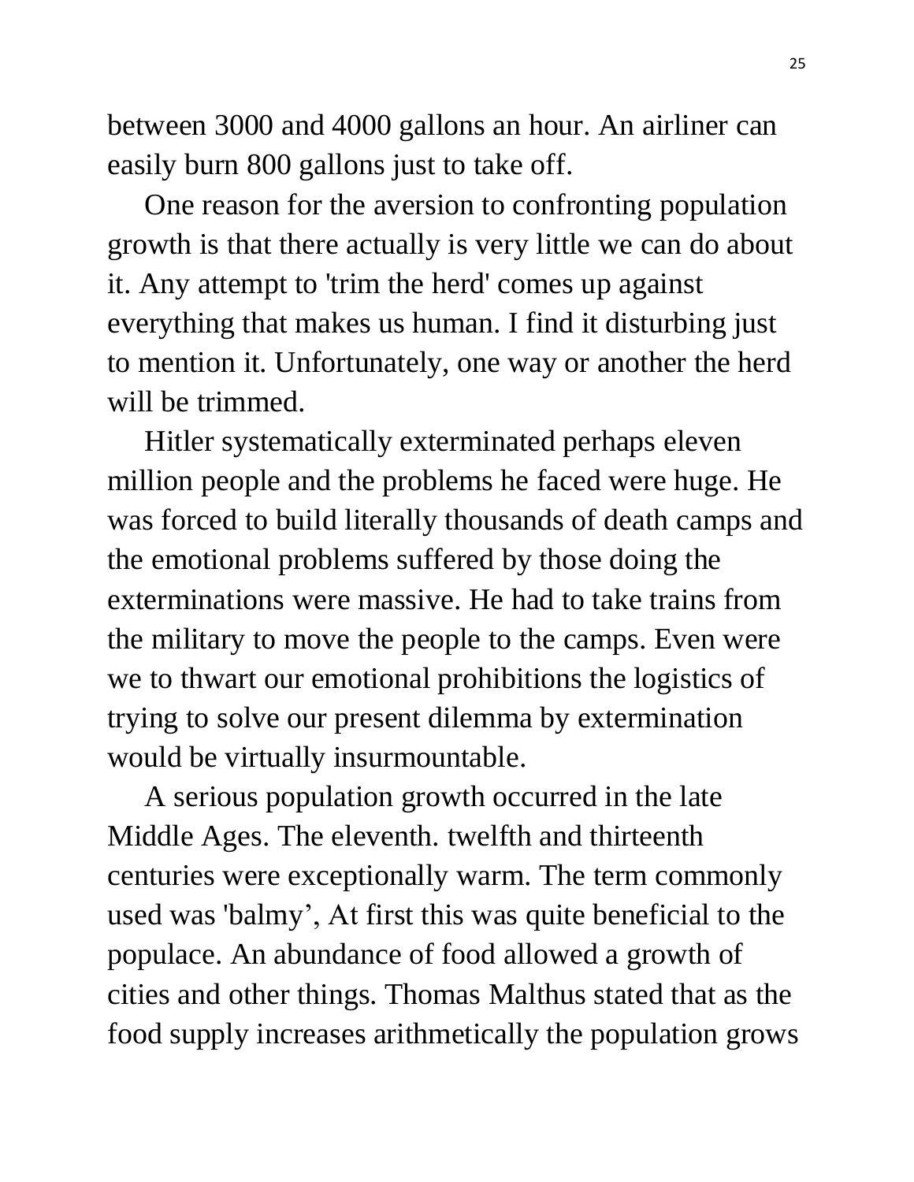between 3000 and 4000 gallons an hour. An airliner can easily burn 800 gallons just to take off.

One reason for the aversion to confronting population growth is that there actually is very little we can do about it. Any attempt to 'trim the herd' comes up against everything that makes us human. I find it disturbing just to mention it. Unfortunately, one way or another the herd will be trimmed.

Hitler systematically exterminated perhaps eleven million people and the problems he faced were huge. He was forced to build literally thousands of death camps and the emotional problems suffered by those doing the exterminations were massive. He had to take trains from the military to move the people to the camps. Even were we to thwart our emotional prohibitions the logistics of trying to solve our present dilemma by extermination would be virtually insurmountable.

A serious population growth occurred in the late Middle Ages. The eleventh. twelfth and thirteenth centuries were exceptionally warm. The term commonly used was 'balmy’, At first this was quite beneficial to the populace. An abundance of food allowed a growth of cities and other things. Thomas Malthus stated that as the food supply increases arithmetically the population grows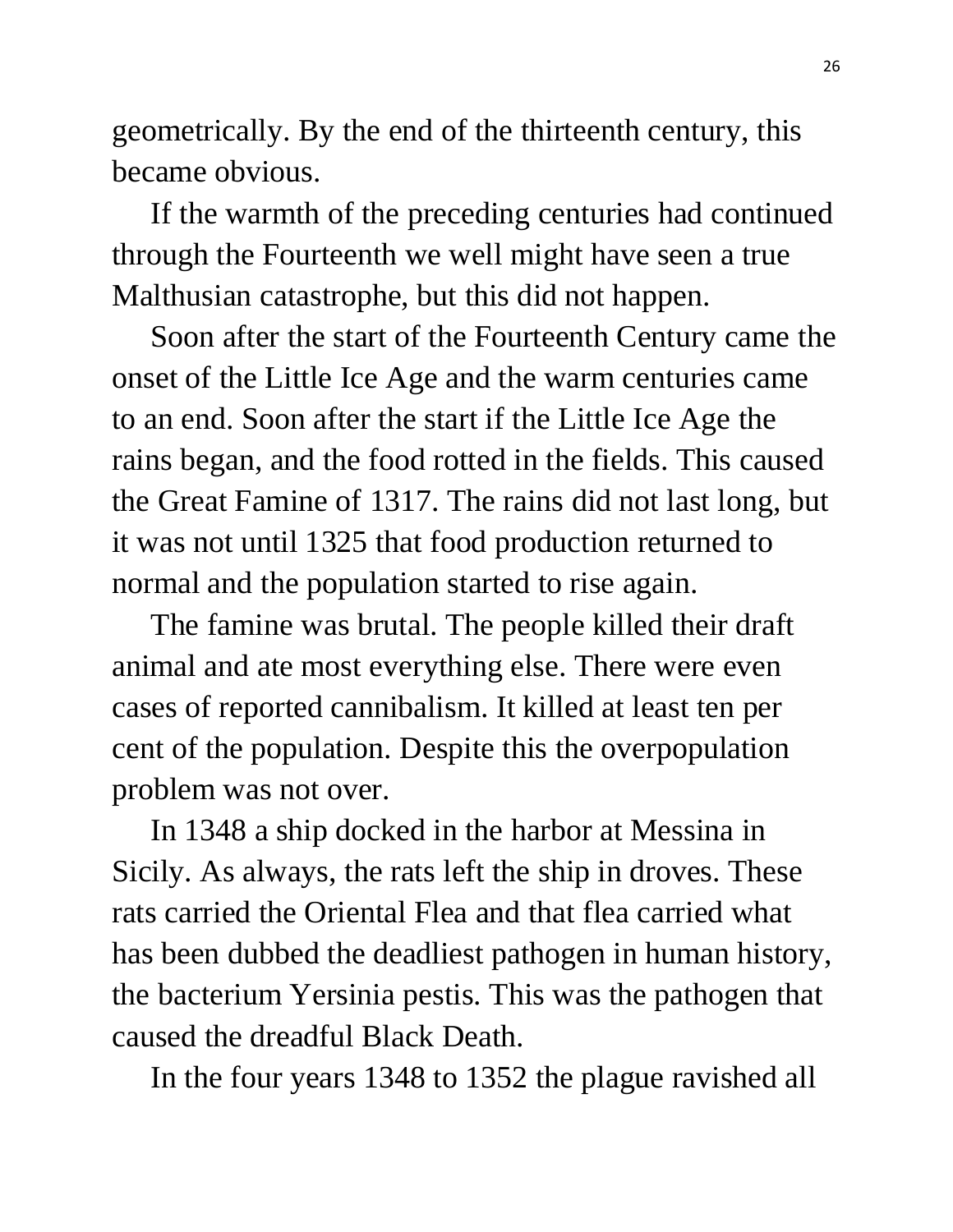geometrically. By the end of the thirteenth century, this became obvious.

If the warmth of the preceding centuries had continued through the Fourteenth we well might have seen a true Malthusian catastrophe, but this did not happen.

Soon after the start of the Fourteenth Century came the onset of the Little Ice Age and the warm centuries came to an end. Soon after the start if the Little Ice Age the rains began, and the food rotted in the fields. This caused the Great Famine of 1317. The rains did not last long, but it was not until 1325 that food production returned to normal and the population started to rise again.

The famine was brutal. The people killed their draft animal and ate most everything else. There were even cases of reported cannibalism. It killed at least ten per cent of the population. Despite this the overpopulation problem was not over.

In 1348 a ship docked in the harbor at Messina in Sicily. As always, the rats left the ship in droves. These rats carried the Oriental Flea and that flea carried what has been dubbed the deadliest pathogen in human history, the bacterium Yersinia pestis. This was the pathogen that caused the dreadful Black Death.

In the four years 1348 to 1352 the plague ravished all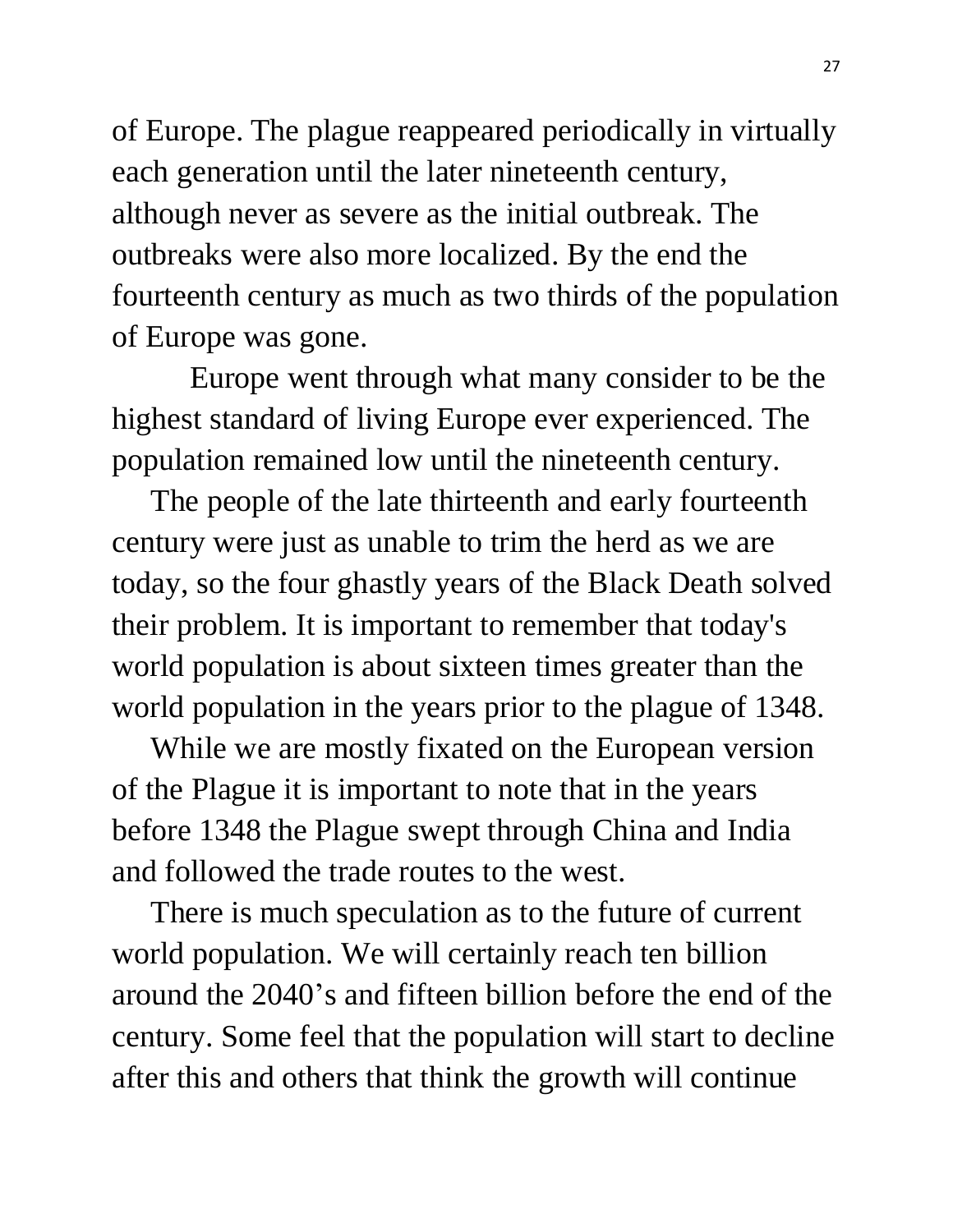of Europe. The plague reappeared periodically in virtually each generation until the later nineteenth century, although never as severe as the initial outbreak. The outbreaks were also more localized. By the end the fourteenth century as much as two thirds of the population of Europe was gone.

Europe went through what many consider to be the highest standard of living Europe ever experienced. The population remained low until the nineteenth century.

The people of the late thirteenth and early fourteenth century were just as unable to trim the herd as we are today, so the four ghastly years of the Black Death solved their problem. It is important to remember that today's world population is about sixteen times greater than the world population in the years prior to the plague of 1348.

While we are mostly fixated on the European version of the Plague it is important to note that in the years before 1348 the Plague swept through China and India and followed the trade routes to the west.

There is much speculation as to the future of current world population. We will certainly reach ten billion around the 2040's and fifteen billion before the end of the century. Some feel that the population will start to decline after this and others that think the growth will continue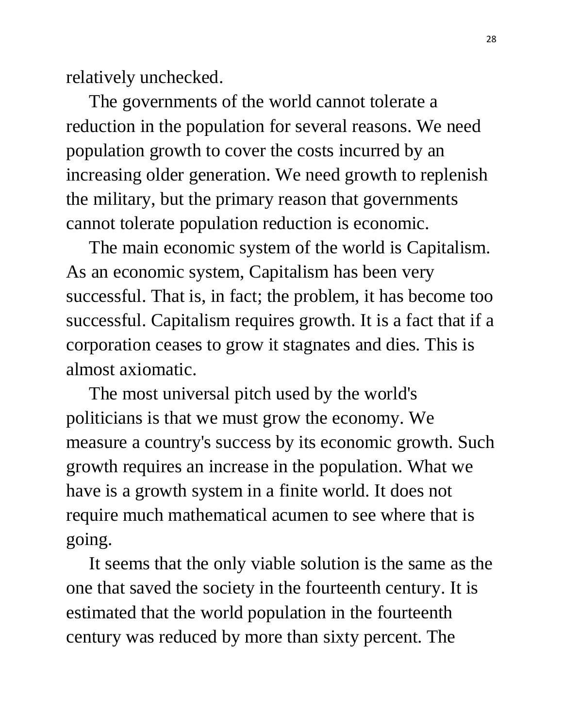relatively unchecked.

The governments of the world cannot tolerate a reduction in the population for several reasons. We need population growth to cover the costs incurred by an increasing older generation. We need growth to replenish the military, but the primary reason that governments cannot tolerate population reduction is economic.

The main economic system of the world is Capitalism. As an economic system, Capitalism has been very successful. That is, in fact; the problem, it has become too successful. Capitalism requires growth. It is a fact that if a corporation ceases to grow it stagnates and dies. This is almost axiomatic.

The most universal pitch used by the world's politicians is that we must grow the economy. We measure a country's success by its economic growth. Such growth requires an increase in the population. What we have is a growth system in a finite world. It does not require much mathematical acumen to see where that is going.

It seems that the only viable solution is the same as the one that saved the society in the fourteenth century. It is estimated that the world population in the fourteenth century was reduced by more than sixty percent. The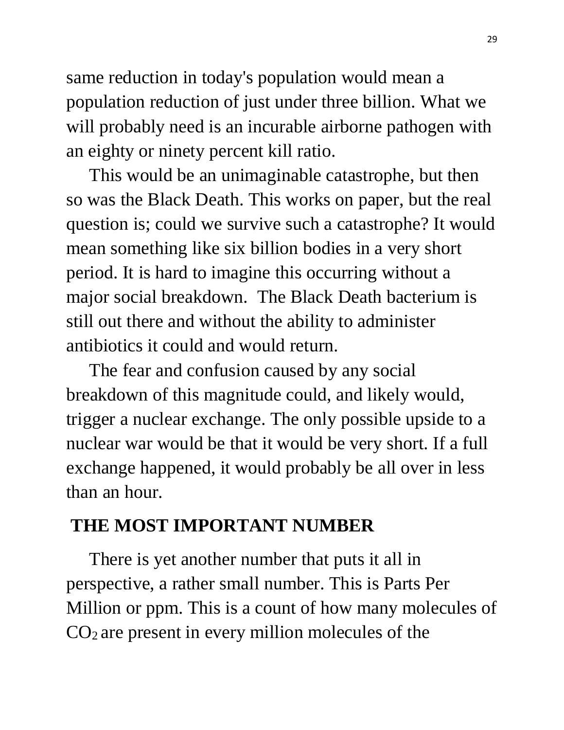same reduction in today's population would mean a population reduction of just under three billion. What we will probably need is an incurable airborne pathogen with an eighty or ninety percent kill ratio.

This would be an unimaginable catastrophe, but then so was the Black Death. This works on paper, but the real question is; could we survive such a catastrophe? It would mean something like six billion bodies in a very short period. It is hard to imagine this occurring without a major social breakdown.  The Black Death bacterium is still out there and without the ability to administer antibiotics it could and would return.

The fear and confusion caused by any social breakdown of this magnitude could, and likely would, trigger a nuclear exchange. The only possible upside to a nuclear war would be that it would be very short. If a full exchange happened, it would probably be all over in less than an hour.

## THE MOST IMPORTANT NUMBER

There is yet another number that puts it all in perspective, a rather small number. This is Parts Per Million or ppm. This is a count of how many molecules of $CO_2$ are present in every million molecules of the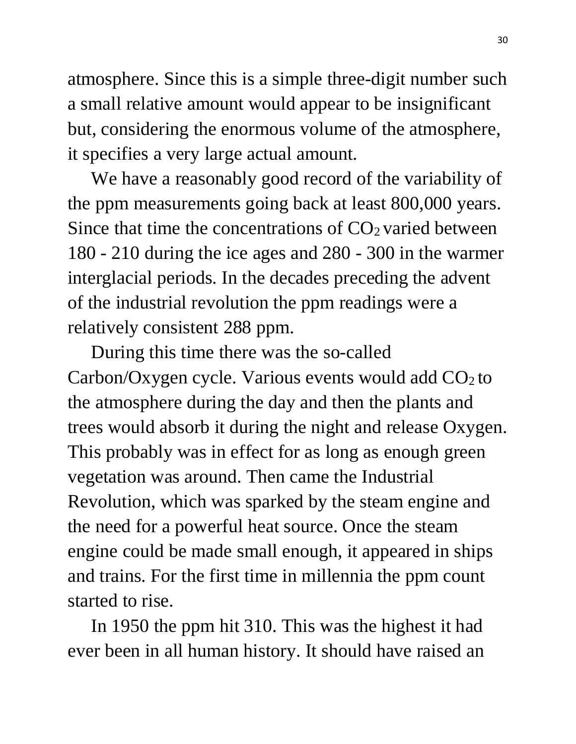atmosphere. Since this is a simple three-digit number such a small relative amount would appear to be insignificant but, considering the enormous volume of the atmosphere, it specifies a very large actual amount.

We have a reasonably good record of the variability of the ppm measurements going back at least 800,000 years. Since that time the concentrations of $CO_2$ varied between 180 - 210 during the ice ages and 280 - 300 in the warmer interglacial periods. In the decades preceding the advent of the industrial revolution the ppm readings were a relatively consistent 288 ppm.

During this time there was the so-called Carbon/Oxygen cycle. Various events would add $CO_2$ to the atmosphere during the day and then the plants and trees would absorb it during the night and release Oxygen. This probably was in effect for as long as enough green vegetation was around. Then came the Industrial Revolution, which was sparked by the steam engine and the need for a powerful heat source. Once the steam engine could be made small enough, it appeared in ships and trains. For the first time in millennia the ppm count started to rise.

In 1950 the ppm hit 310. This was the highest it had ever been in all human history. It should have raised an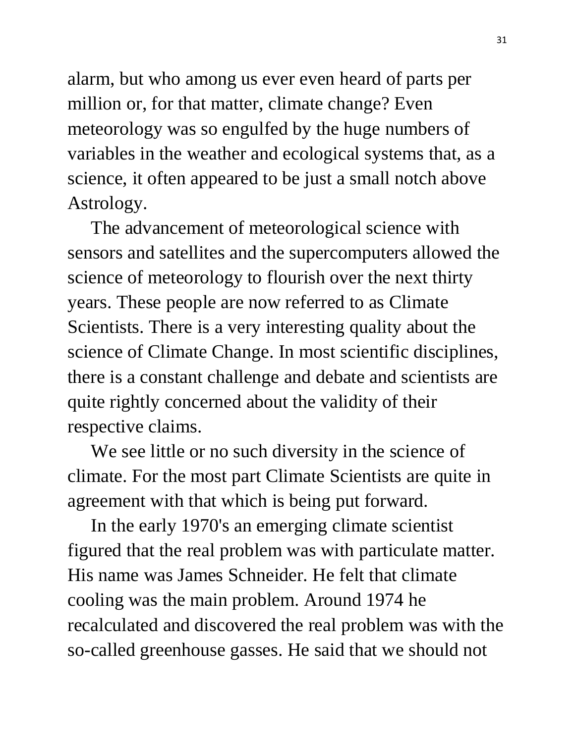alarm, but who among us ever even heard of parts per million or, for that matter, climate change? Even meteorology was so engulfed by the huge numbers of variables in the weather and ecological systems that, as a science, it often appeared to be just a small notch above Astrology.

The advancement of meteorological science with sensors and satellites and the supercomputers allowed the science of meteorology to flourish over the next thirty years. These people are now referred to as Climate Scientists. There is a very interesting quality about the science of Climate Change. In most scientific disciplines, there is a constant challenge and debate and scientists are quite rightly concerned about the validity of their respective claims.

We see little or no such diversity in the science of climate. For the most part Climate Scientists are quite in agreement with that which is being put forward.

In the early 1970's an emerging climate scientist figured that the real problem was with particulate matter. His name was James Schneider. He felt that climate cooling was the main problem. Around 1974 he recalculated and discovered the real problem was with the so-called greenhouse gasses. He said that we should not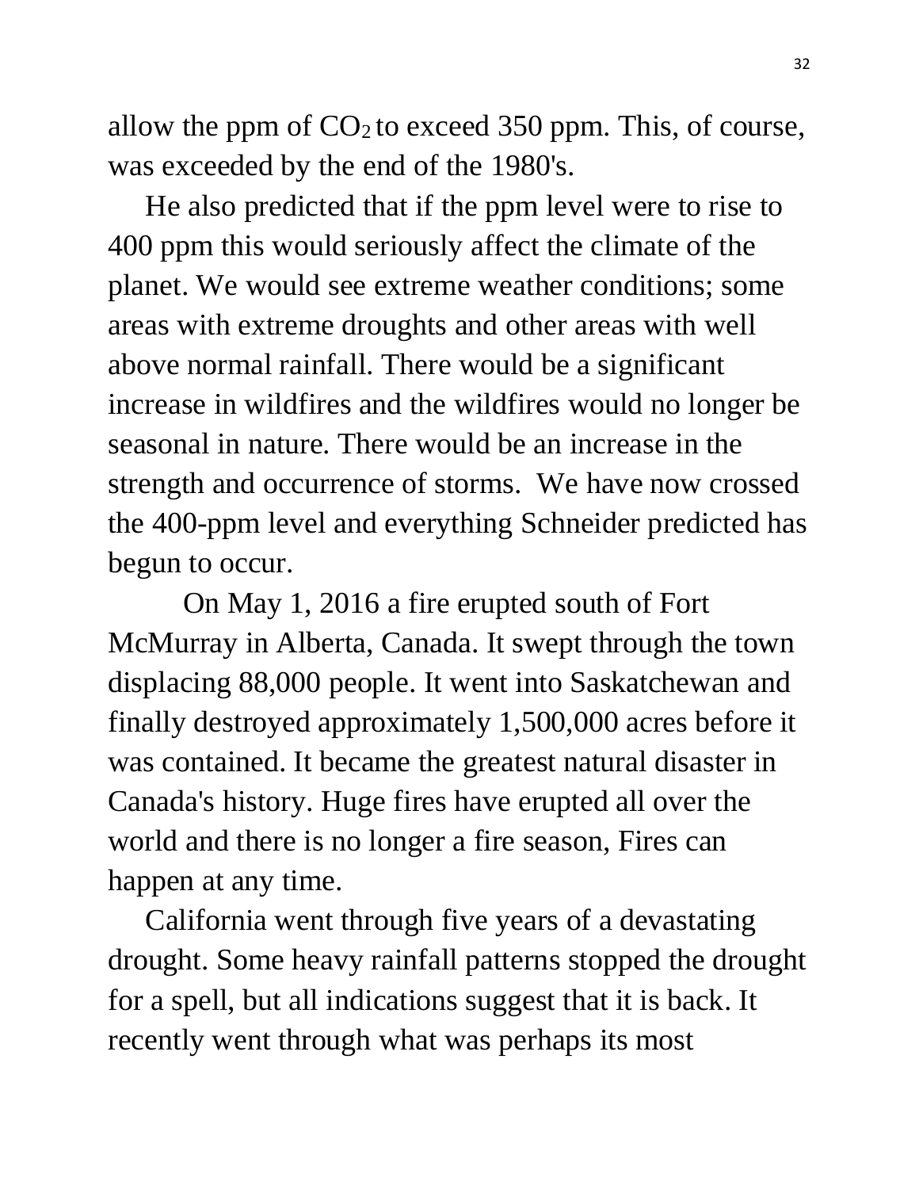allow the ppm of $CO_2$ to exceed 350 ppm. This, of course, was exceeded by the end of the 1980's.

He also predicted that if the ppm level were to rise to 400 ppm this would seriously affect the climate of the planet. We would see extreme weather conditions; some areas with extreme droughts and other areas with well above normal rainfall. There would be a significant increase in wildfires and the wildfires would no longer be seasonal in nature. There would be an increase in the strength and occurrence of storms. We have now crossed the 400-ppm level and everything Schneider predicted has begun to occur.

On May 1, 2016 a fire erupted south of Fort McMurray in Alberta, Canada. It swept through the town displacing 88,000 people. It went into Saskatchewan and finally destroyed approximately 1,500,000 acres before it was contained. It became the greatest natural disaster in Canada's history. Huge fires have erupted all over the world and there is no longer a fire season, Fires can happen at any time.

California went through five years of a devastating drought. Some heavy rainfall patterns stopped the drought for a spell, but all indications suggest that it is back. It recently went through what was perhaps its most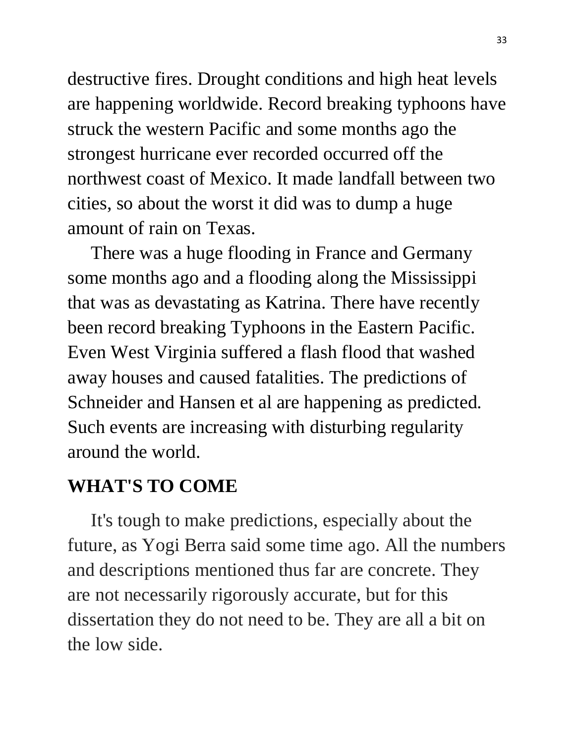destructive fires. Drought conditions and high heat levels are happening worldwide. Record breaking typhoons have struck the western Pacific and some months ago the strongest hurricane ever recorded occurred off the northwest coast of Mexico. It made landfall between two cities, so about the worst it did was to dump a huge amount of rain on Texas.

There was a huge flooding in France and Germany some months ago and a flooding along the Mississippi that was as devastating as Katrina. There have recently been record breaking Typhoons in the Eastern Pacific. Even West Virginia suffered a flash flood that washed away houses and caused fatalities. The predictions of Schneider and Hansen et al are happening as predicted. Such events are increasing with disturbing regularity around the world.

## WHAT'S TO COME

It's tough to make predictions, especially about the future, as Yogi Berra said some time ago. All the numbers and descriptions mentioned thus far are concrete. They are not necessarily rigorously accurate, but for this dissertation they do not need to be. They are all a bit on the low side.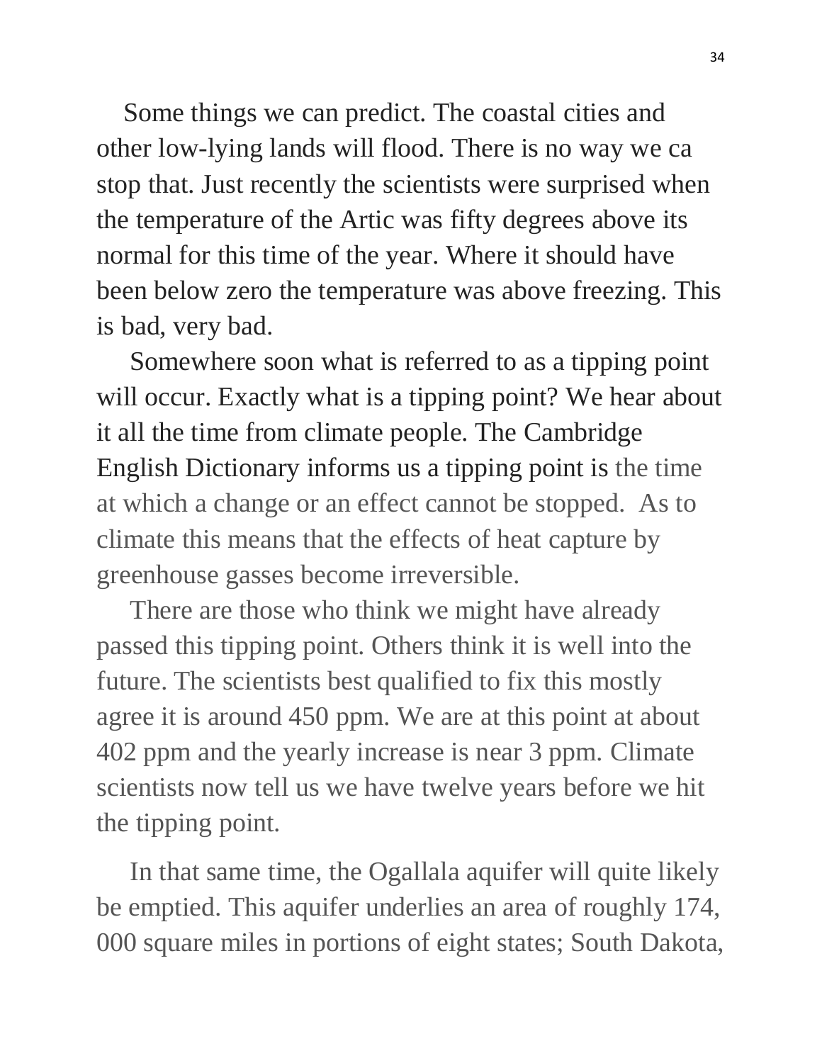Some things we can predict. The coastal cities and other low-lying lands will flood. There is no way we ca stop that. Just recently the scientists were surprised when the temperature of the Artic was fifty degrees above its normal for this time of the year. Where it should have been below zero the temperature was above freezing. This is bad, very bad.

Somewhere soon what is referred to as a tipping point will occur. Exactly what is a tipping point? We hear about it all the time from climate people. The Cambridge English Dictionary informs us a tipping point is the time at which a change or an effect cannot be stopped. As to climate this means that the effects of heat capture by greenhouse gasses become irreversible.

There are those who think we might have already passed this tipping point. Others think it is well into the future. The scientists best qualified to fix this mostly agree it is around 450 ppm. We are at this point at about 402 ppm and the yearly increase is near 3 ppm. Climate scientists now tell us we have twelve years before we hit the tipping point.

In that same time, the Ogallala aquifer will quite likely be emptied. This aquifer underlies an area of roughly 174, 000 square miles in portions of eight states; South Dakota,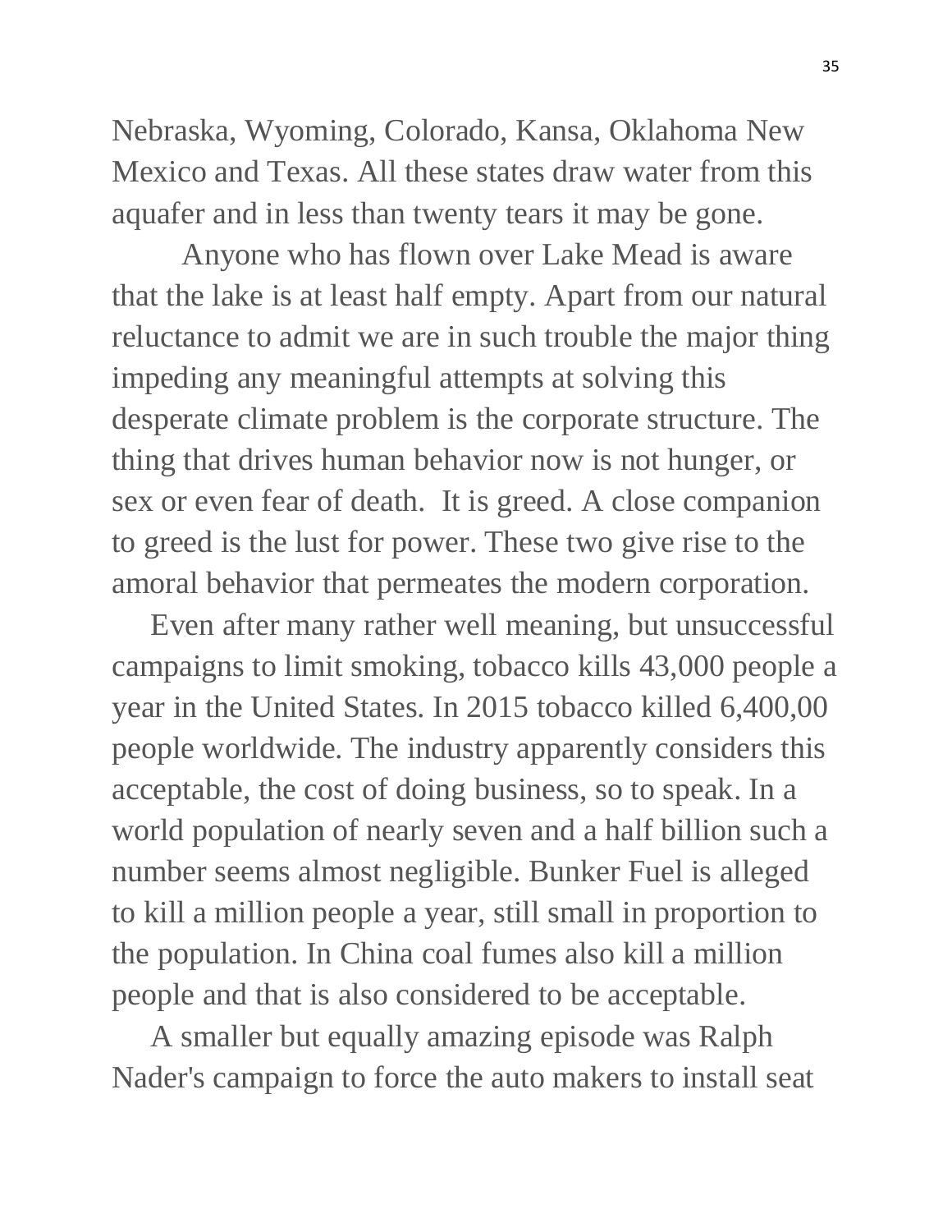Nebraska, Wyoming, Colorado, Kansa, Oklahoma New Mexico and Texas. All these states draw water from this aquafer and in less than twenty tears it may be gone.

Anyone who has flown over Lake Mead is aware that the lake is at least half empty. Apart from our natural reluctance to admit we are in such trouble the major thing impeding any meaningful attempts at solving this desperate climate problem is the corporate structure. The thing that drives human behavior now is not hunger, or sex or even fear of death. It is greed. A close companion to greed is the lust for power. These two give rise to the amoral behavior that permeates the modern corporation.

Even after many rather well meaning, but unsuccessful campaigns to limit smoking, tobacco kills 43,000 people a year in the United States. In 2015 tobacco killed 6,400,00 people worldwide. The industry apparently considers this acceptable, the cost of doing business, so to speak. In a world population of nearly seven and a half billion such a number seems almost negligible. Bunker Fuel is alleged to kill a million people a year, still small in proportion to the population. In China coal fumes also kill a million people and that is also considered to be acceptable.

A smaller but equally amazing episode was Ralph Nader's campaign to force the auto makers to install seat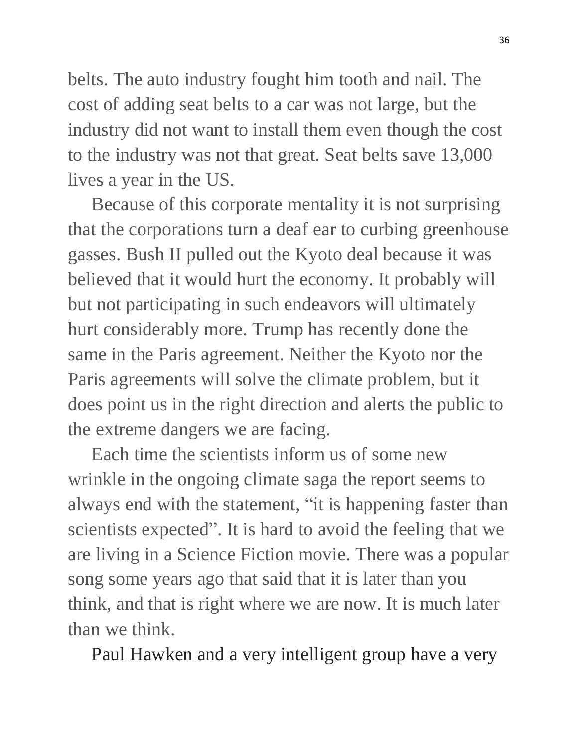belts. The auto industry fought him tooth and nail. The cost of adding seat belts to a car was not large, but the industry did not want to install them even though the cost to the industry was not that great. Seat belts save 13,000 lives a year in the US.

Because of this corporate mentality it is not surprising that the corporations turn a deaf ear to curbing greenhouse gasses. Bush II pulled out the Kyoto deal because it was believed that it would hurt the economy. It probably will but not participating in such endeavors will ultimately hurt considerably more. Trump has recently done the same in the Paris agreement. Neither the Kyoto nor the Paris agreements will solve the climate problem, but it does point us in the right direction and alerts the public to the extreme dangers we are facing.

Each time the scientists inform us of some new wrinkle in the ongoing climate saga the report seems to always end with the statement, "it is happening faster than scientists expected". It is hard to avoid the feeling that we are living in a Science Fiction movie. There was a popular song some years ago that said that it is later than you think, and that is right where we are now. It is much later than we think.

Paul Hawken and a very intelligent group have a very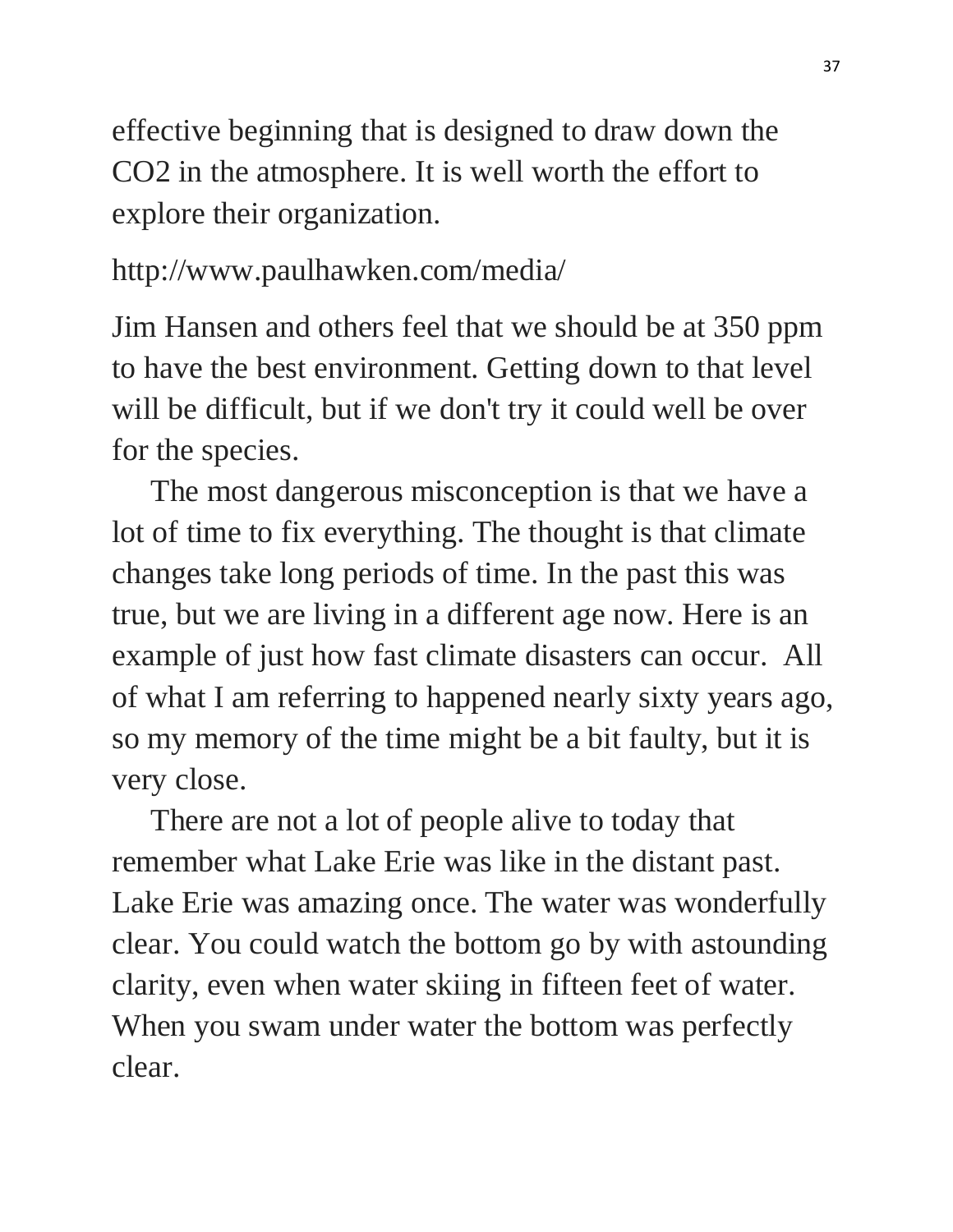effective beginning that is designed to draw down the $CO_2$ in the atmosphere. It is well worth the effort to explore their organization.

http://www.paulhawken.com/media/

Jim Hansen and others feel that we should be at 350 ppm to have the best environment. Getting down to that level will be difficult, but if we don't try it could well be over for the species.

The most dangerous misconception is that we have a lot of time to fix everything. The thought is that climate changes take long periods of time. In the past this was true, but we are living in a different age now. Here is an example of just how fast climate disasters can occur. All of what I am referring to happened nearly sixty years ago, so my memory of the time might be a bit faulty, but it is very close.

There are not a lot of people alive to today that remember what Lake Erie was like in the distant past. Lake Erie was amazing once. The water was wonderfully clear. You could watch the bottom go by with astounding clarity, even when water skiing in fifteen feet of water. When you swam under water the bottom was perfectly clear.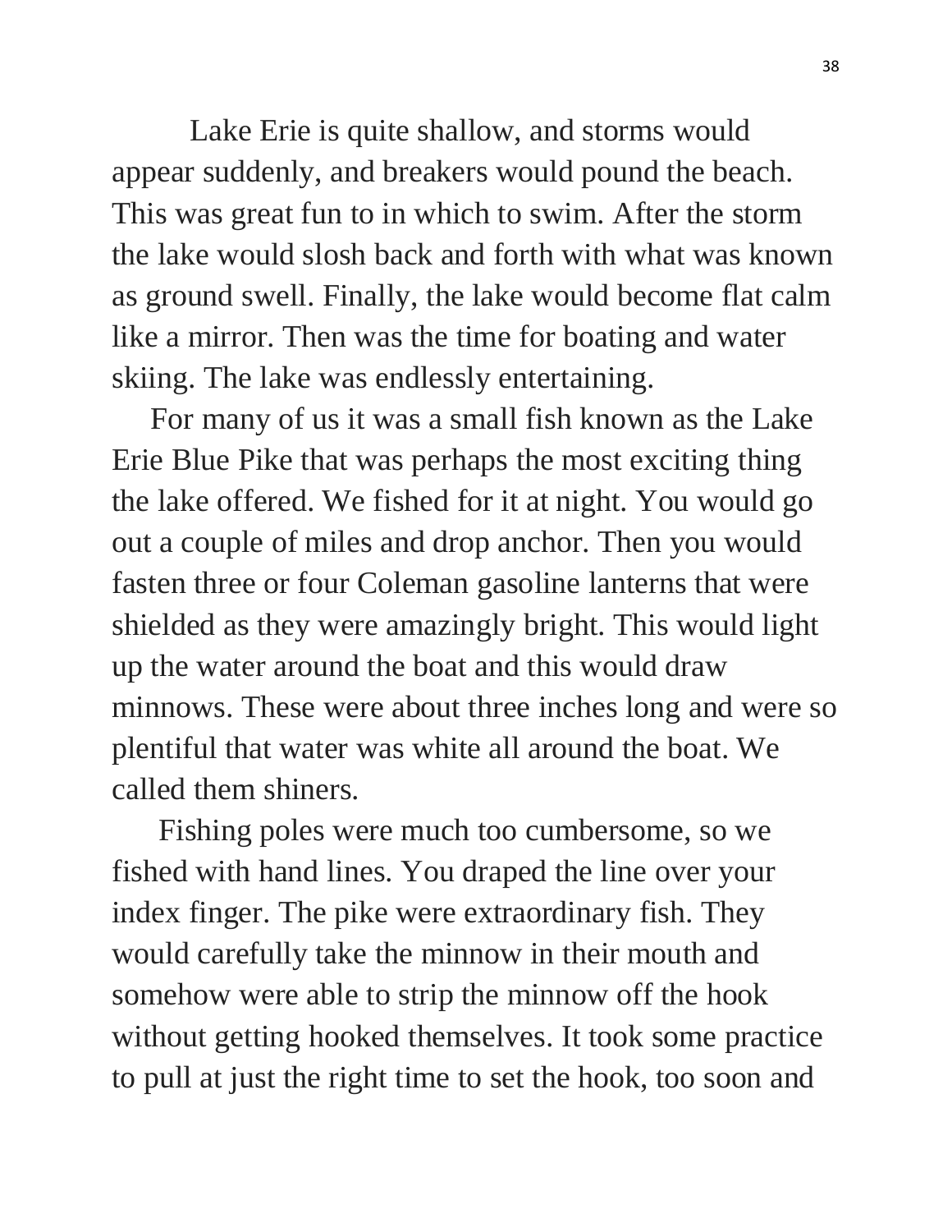Lake Erie is quite shallow, and storms would appear suddenly, and breakers would pound the beach. This was great fun to in which to swim. After the storm the lake would slosh back and forth with what was known as ground swell. Finally, the lake would become flat calm like a mirror. Then was the time for boating and water skiing. The lake was endlessly entertaining.

For many of us it was a small fish known as the Lake Erie Blue Pike that was perhaps the most exciting thing the lake offered. We fished for it at night. You would go out a couple of miles and drop anchor. Then you would fasten three or four Coleman gasoline lanterns that were shielded as they were amazingly bright. This would light up the water around the boat and this would draw minnows. These were about three inches long and were so plentiful that water was white all around the boat. We called them shiners.

Fishing poles were much too cumbersome, so we fished with hand lines. You draped the line over your index finger. The pike were extraordinary fish. They would carefully take the minnow in their mouth and somehow were able to strip the minnow off the hook without getting hooked themselves. It took some practice to pull at just the right time to set the hook, too soon and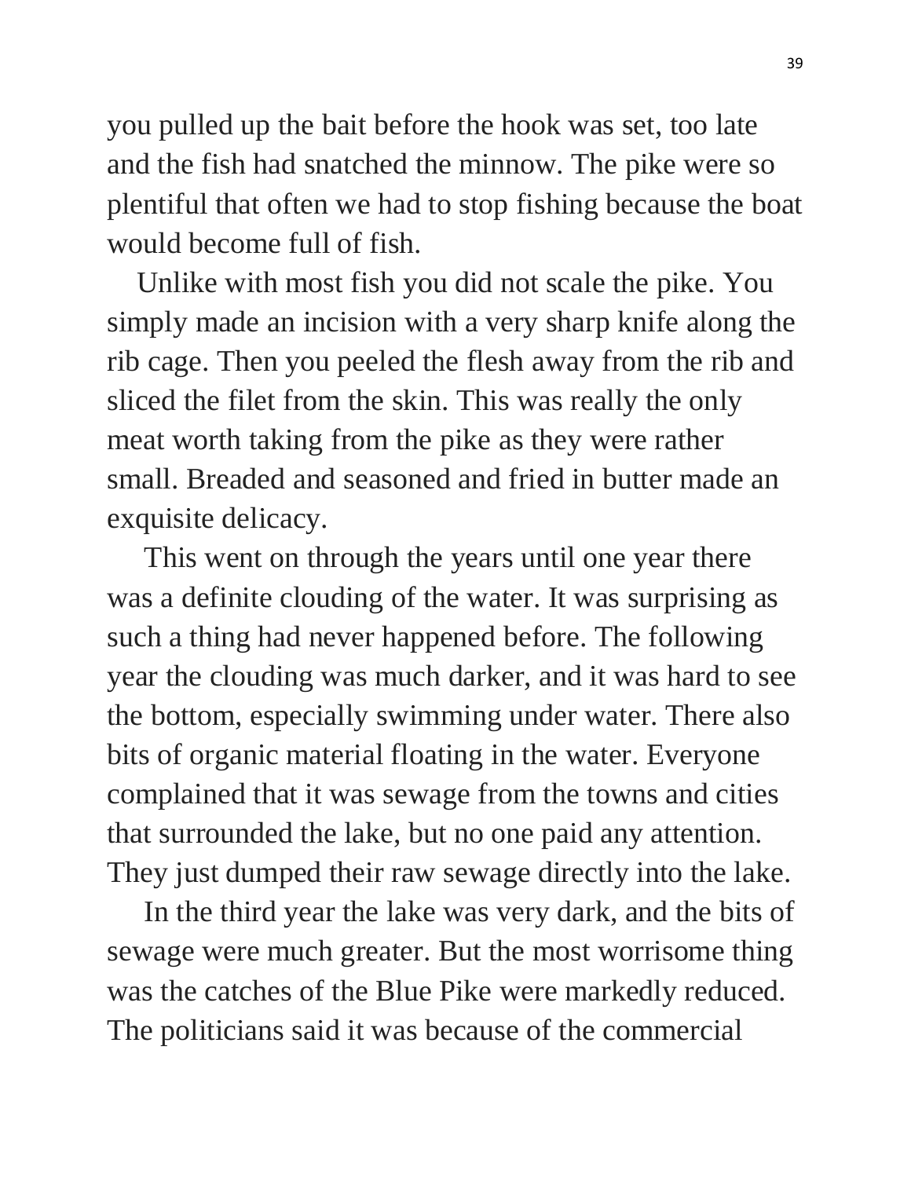you pulled up the bait before the hook was set, too late and the fish had snatched the minnow. The pike were so plentiful that often we had to stop fishing because the boat would become full of fish.

Unlike with most fish you did not scale the pike. You simply made an incision with a very sharp knife along the rib cage. Then you peeled the flesh away from the rib and sliced the filet from the skin. This was really the only meat worth taking from the pike as they were rather small. Breaded and seasoned and fried in butter made an exquisite delicacy.

This went on through the years until one year there was a definite clouding of the water. It was surprising as such a thing had never happened before. The following year the clouding was much darker, and it was hard to see the bottom, especially swimming under water. There also bits of organic material floating in the water. Everyone complained that it was sewage from the towns and cities that surrounded the lake, but no one paid any attention. They just dumped their raw sewage directly into the lake.

In the third year the lake was very dark, and the bits of sewage were much greater. But the most worrisome thing was the catches of the Blue Pike were markedly reduced. The politicians said it was because of the commercial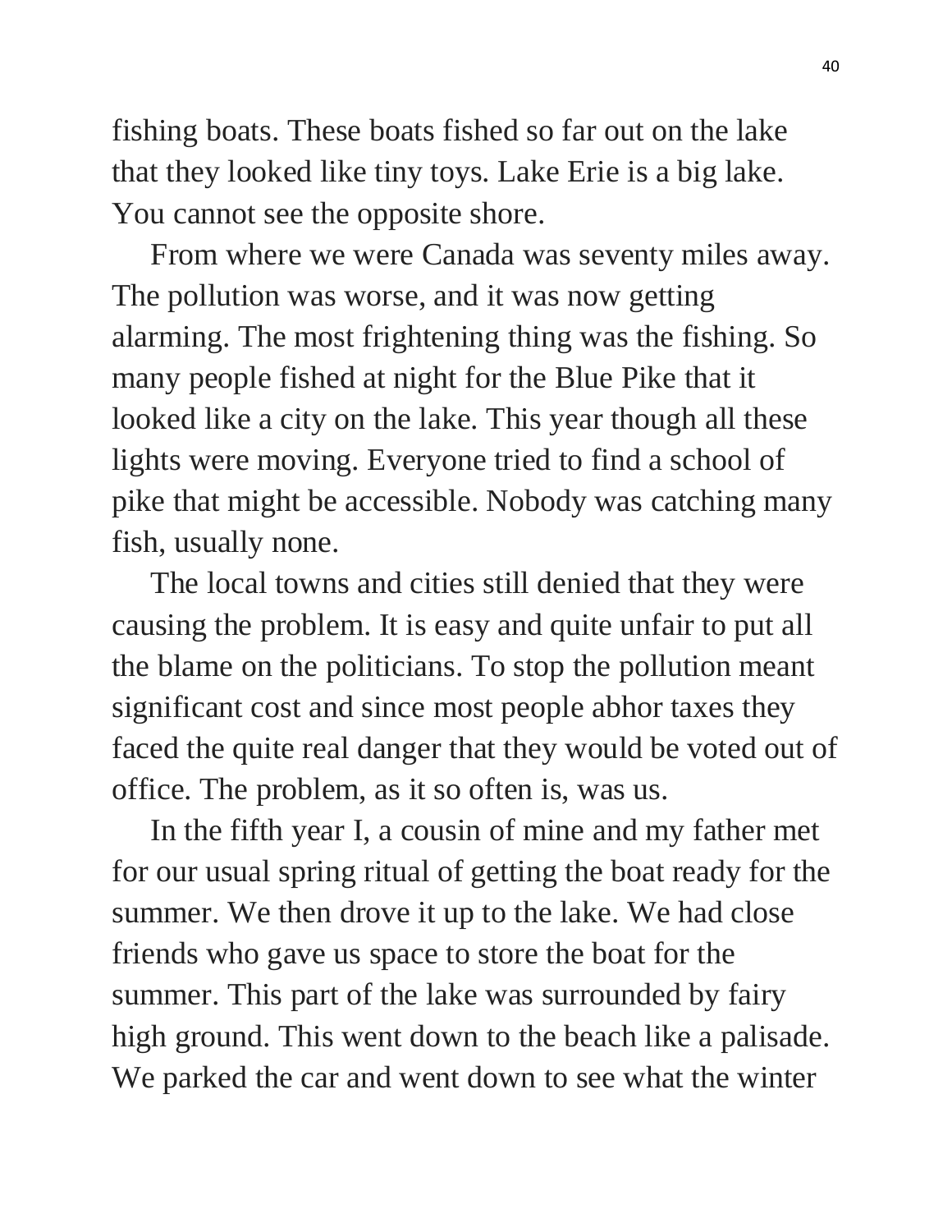fishing boats. These boats fished so far out on the lake that they looked like tiny toys. Lake Erie is a big lake. You cannot see the opposite shore.

From where we were Canada was seventy miles away. The pollution was worse, and it was now getting alarming. The most frightening thing was the fishing. So many people fished at night for the Blue Pike that it looked like a city on the lake. This year though all these lights were moving. Everyone tried to find a school of pike that might be accessible. Nobody was catching many fish, usually none.

The local towns and cities still denied that they were causing the problem. It is easy and quite unfair to put all the blame on the politicians. To stop the pollution meant significant cost and since most people abhor taxes they faced the quite real danger that they would be voted out of office. The problem, as it so often is, was us.

In the fifth year I, a cousin of mine and my father met for our usual spring ritual of getting the boat ready for the summer. We then drove it up to the lake. We had close friends who gave us space to store the boat for the summer. This part of the lake was surrounded by fairy high ground. This went down to the beach like a palisade. We parked the car and went down to see what the winter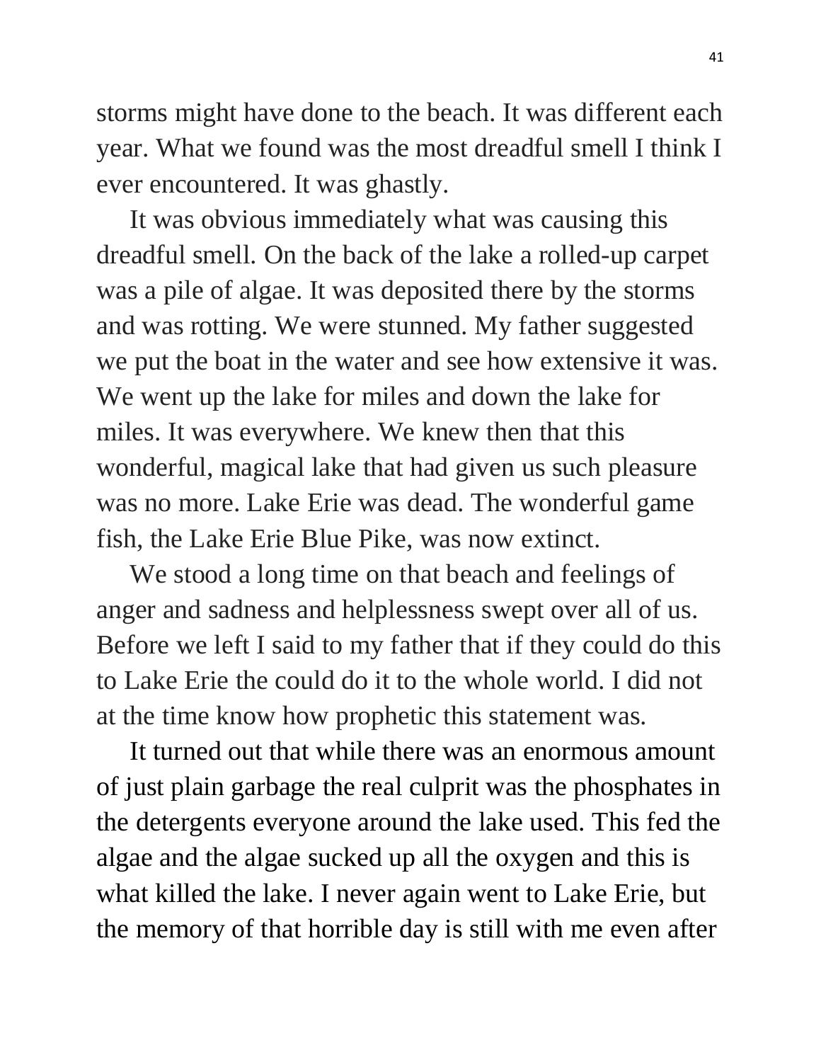storms might have done to the beach. It was different each year. What we found was the most dreadful smell I think I ever encountered. It was ghastly.

It was obvious immediately what was causing this dreadful smell. On the back of the lake a rolled-up carpet was a pile of algae. It was deposited there by the storms and was rotting. We were stunned. My father suggested we put the boat in the water and see how extensive it was. We went up the lake for miles and down the lake for miles. It was everywhere. We knew then that this wonderful, magical lake that had given us such pleasure was no more. Lake Erie was dead. The wonderful game fish, the Lake Erie Blue Pike, was now extinct.

We stood a long time on that beach and feelings of anger and sadness and helplessness swept over all of us. Before we left I said to my father that if they could do this to Lake Erie the could do it to the whole world. I did not at the time know how prophetic this statement was.

It turned out that while there was an enormous amount of just plain garbage the real culprit was the phosphates in the detergents everyone around the lake used. This fed the algae and the algae sucked up all the oxygen and this is what killed the lake. I never again went to Lake Erie, but the memory of that horrible day is still with me even after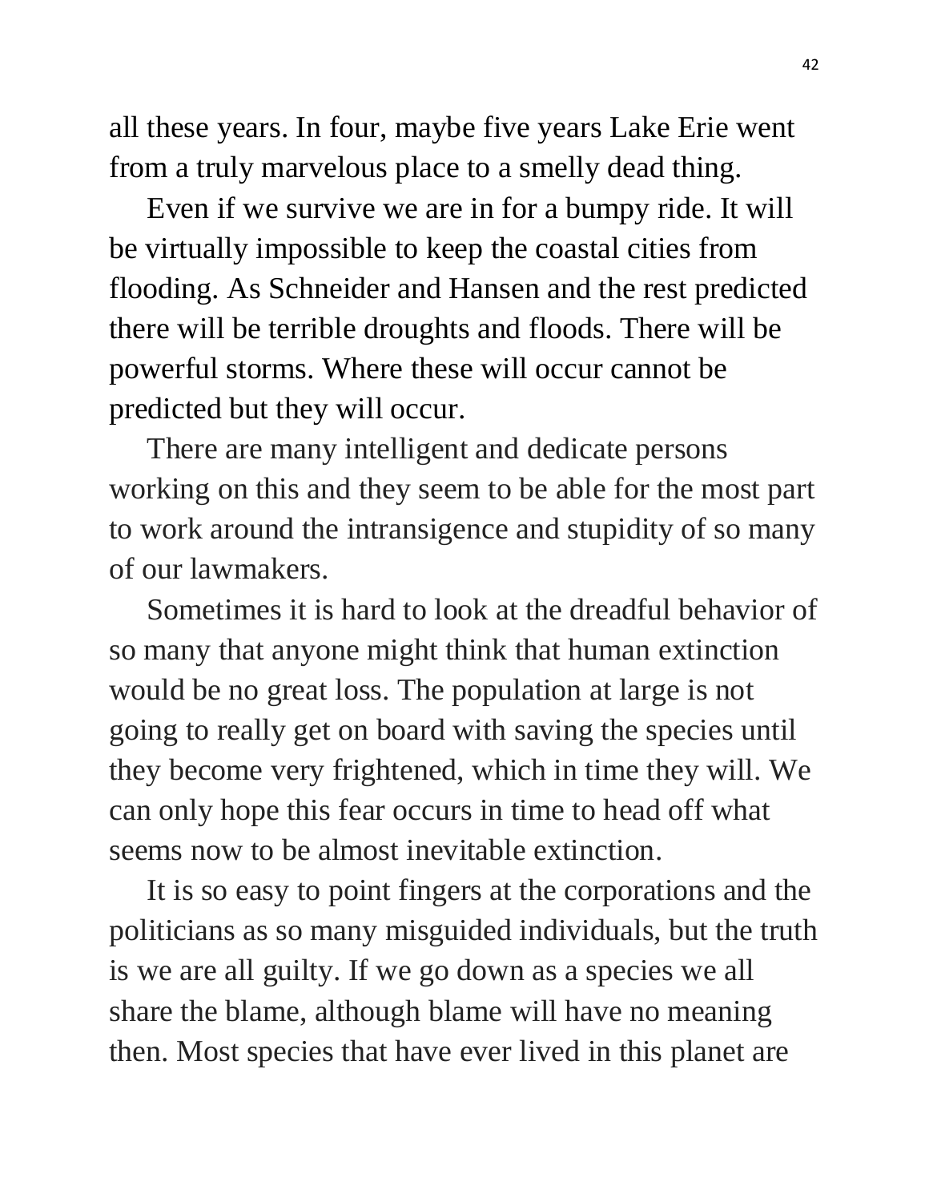all these years. In four, maybe five years Lake Erie went from a truly marvelous place to a smelly dead thing.

Even if we survive we are in for a bumpy ride. It will be virtually impossible to keep the coastal cities from flooding. As Schneider and Hansen and the rest predicted there will be terrible droughts and floods. There will be powerful storms. Where these will occur cannot be predicted but they will occur.

There are many intelligent and dedicate persons working on this and they seem to be able for the most part to work around the intransigence and stupidity of so many of our lawmakers.

Sometimes it is hard to look at the dreadful behavior of so many that anyone might think that human extinction would be no great loss. The population at large is not going to really get on board with saving the species until they become very frightened, which in time they will. We can only hope this fear occurs in time to head off what seems now to be almost inevitable extinction.

It is so easy to point fingers at the corporations and the politicians as so many misguided individuals, but the truth is we are all guilty. If we go down as a species we all share the blame, although blame will have no meaning then. Most species that have ever lived in this planet are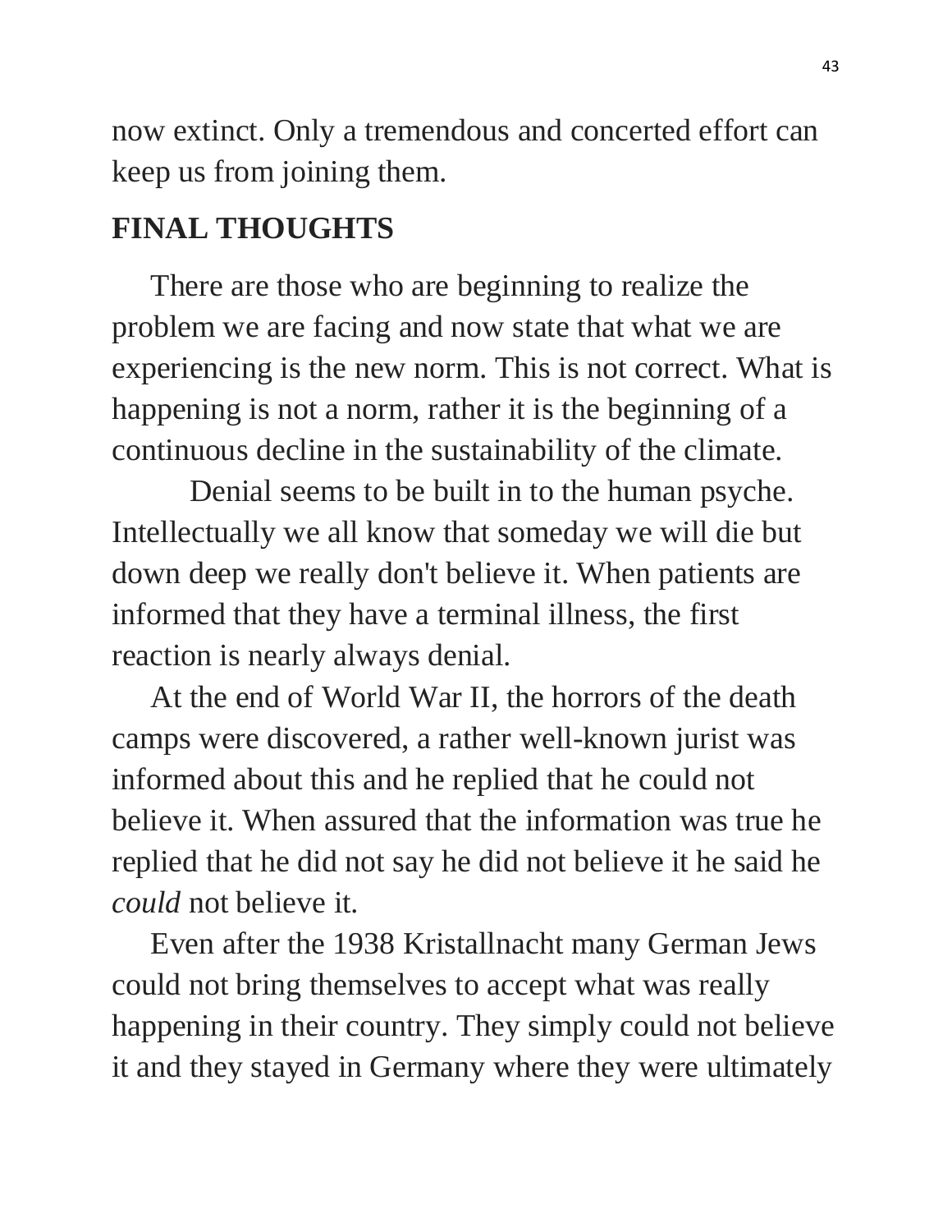now extinct. Only a tremendous and concerted effort can keep us from joining them.

## FINAL THOUGHTS

There are those who are beginning to realize the problem we are facing and now state that what we are experiencing is the new norm. This is not correct. What is happening is not a norm, rather it is the beginning of a continuous decline in the sustainability of the climate.

Denial seems to be built in to the human psyche. Intellectually we all know that someday we will die but down deep we really don't believe it. When patients are informed that they have a terminal illness, the first reaction is nearly always denial.

At the end of World War II, the horrors of the death camps were discovered, a rather well-known jurist was informed about this and he replied that he could not believe it. When assured that the information was true he replied that he did not say he did not believe it he said he *could* not believe it.

Even after the 1938 Kristallnacht many German Jews could not bring themselves to accept what was really happening in their country. They simply could not believe it and they stayed in Germany where they were ultimately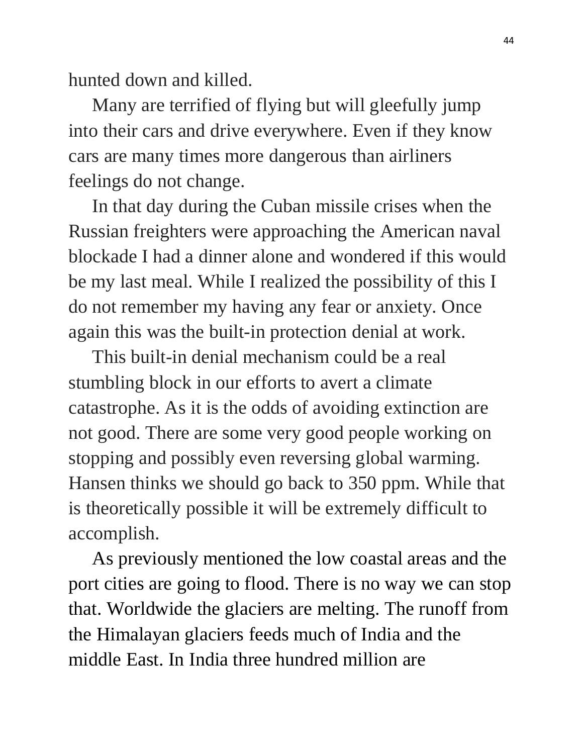hunted down and killed.

Many are terrified of flying but will gleefully jump into their cars and drive everywhere. Even if they know cars are many times more dangerous than airliners feelings do not change.

In that day during the Cuban missile crises when the Russian freighters were approaching the American naval blockade I had a dinner alone and wondered if this would be my last meal. While I realized the possibility of this I do not remember my having any fear or anxiety. Once again this was the built-in protection denial at work.

This built-in denial mechanism could be a real stumbling block in our efforts to avert a climate catastrophe. As it is the odds of avoiding extinction are not good. There are some very good people working on stopping and possibly even reversing global warming. Hansen thinks we should go back to 350 ppm. While that is theoretically possible it will be extremely difficult to accomplish.

As previously mentioned the low coastal areas and the port cities are going to flood. There is no way we can stop that. Worldwide the glaciers are melting. The runoff from the Himalayan glaciers feeds much of India and the middle East. In India three hundred million are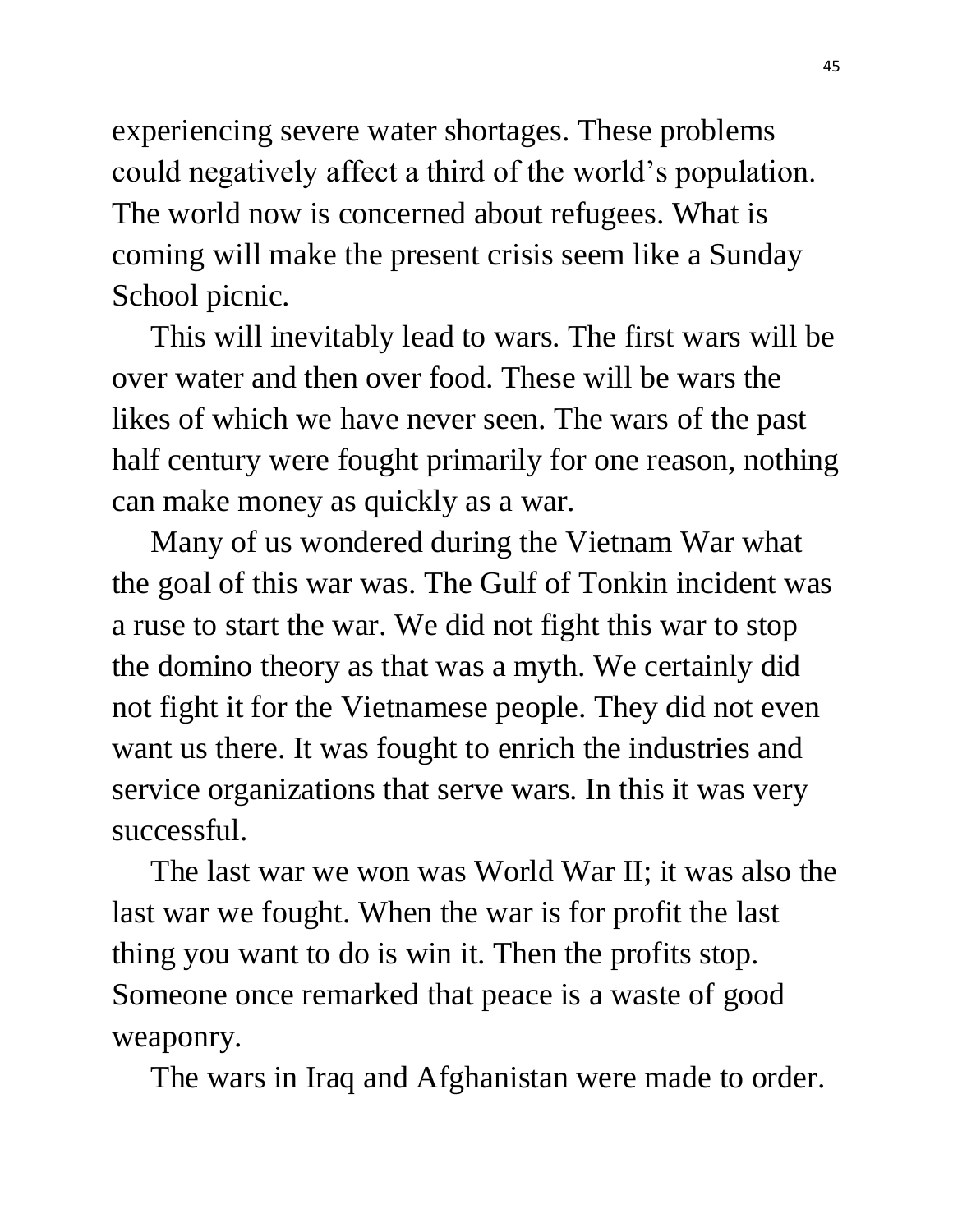experiencing severe water shortages. These problems could negatively affect a third of the world's population. The world now is concerned about refugees. What is coming will make the present crisis seem like a Sunday School picnic.

This will inevitably lead to wars. The first wars will be over water and then over food. These will be wars the likes of which we have never seen. The wars of the past half century were fought primarily for one reason, nothing can make money as quickly as a war.

Many of us wondered during the Vietnam War what the goal of this war was. The Gulf of Tonkin incident was a ruse to start the war. We did not fight this war to stop the domino theory as that was a myth. We certainly did not fight it for the Vietnamese people. They did not even want us there. It was fought to enrich the industries and service organizations that serve wars. In this it was very successful.

The last war we won was World War II; it was also the last war we fought. When the war is for profit the last thing you want to do is win it. Then the profits stop. Someone once remarked that peace is a waste of good weaponry.

The wars in Iraq and Afghanistan were made to order.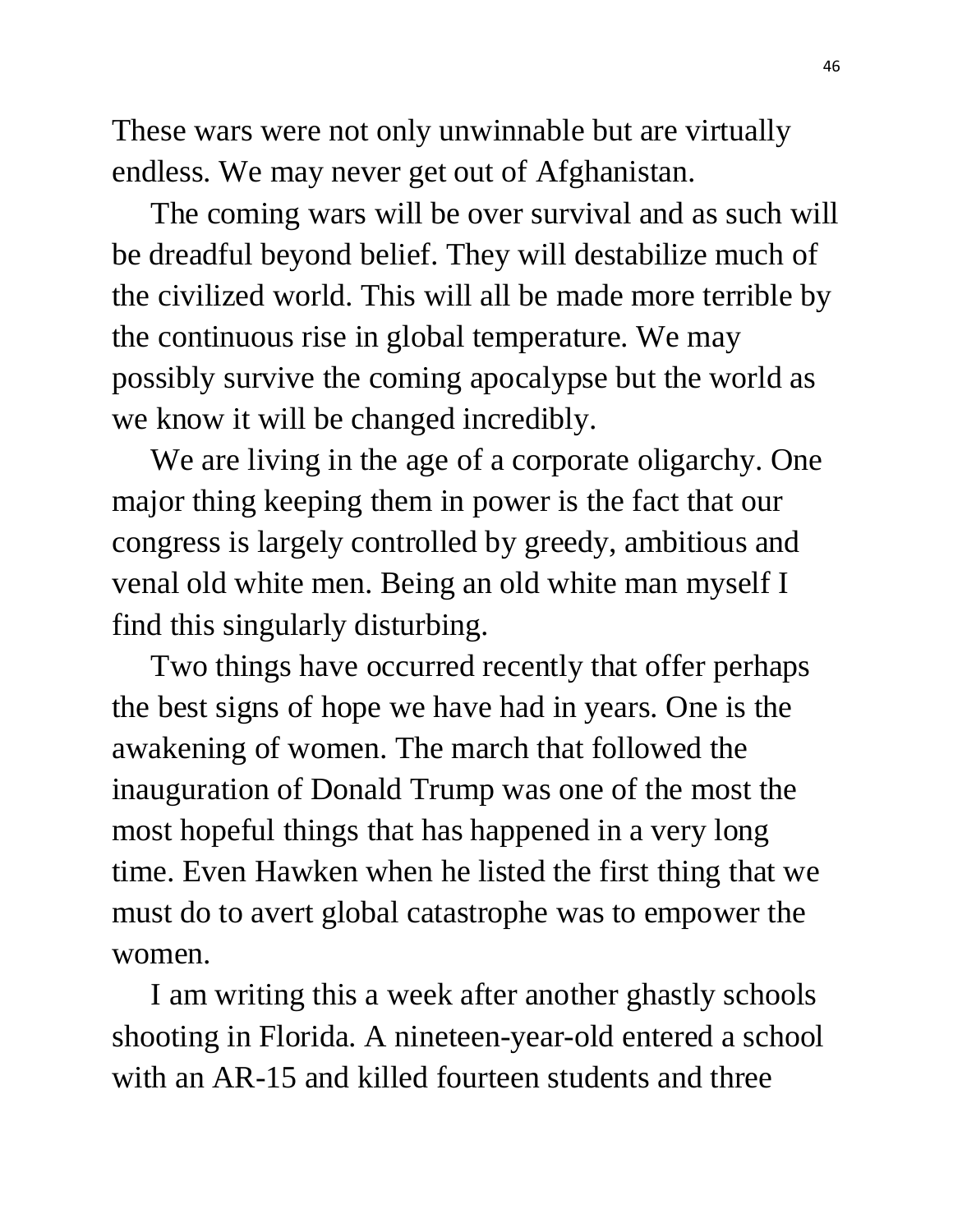These wars were not only unwinnable but are virtually endless. We may never get out of Afghanistan.

The coming wars will be over survival and as such will be dreadful beyond belief. They will destabilize much of the civilized world. This will all be made more terrible by the continuous rise in global temperature. We may possibly survive the coming apocalypse but the world as we know it will be changed incredibly.

We are living in the age of a corporate oligarchy. One major thing keeping them in power is the fact that our congress is largely controlled by greedy, ambitious and venal old white men. Being an old white man myself I find this singularly disturbing.

Two things have occurred recently that offer perhaps the best signs of hope we have had in years. One is the awakening of women. The march that followed the inauguration of Donald Trump was one of the most the most hopeful things that has happened in a very long time. Even Hawken when he listed the first thing that we must do to avert global catastrophe was to empower the women.

I am writing this a week after another ghastly schools shooting in Florida. A nineteen-year-old entered a school with an AR-15 and killed fourteen students and three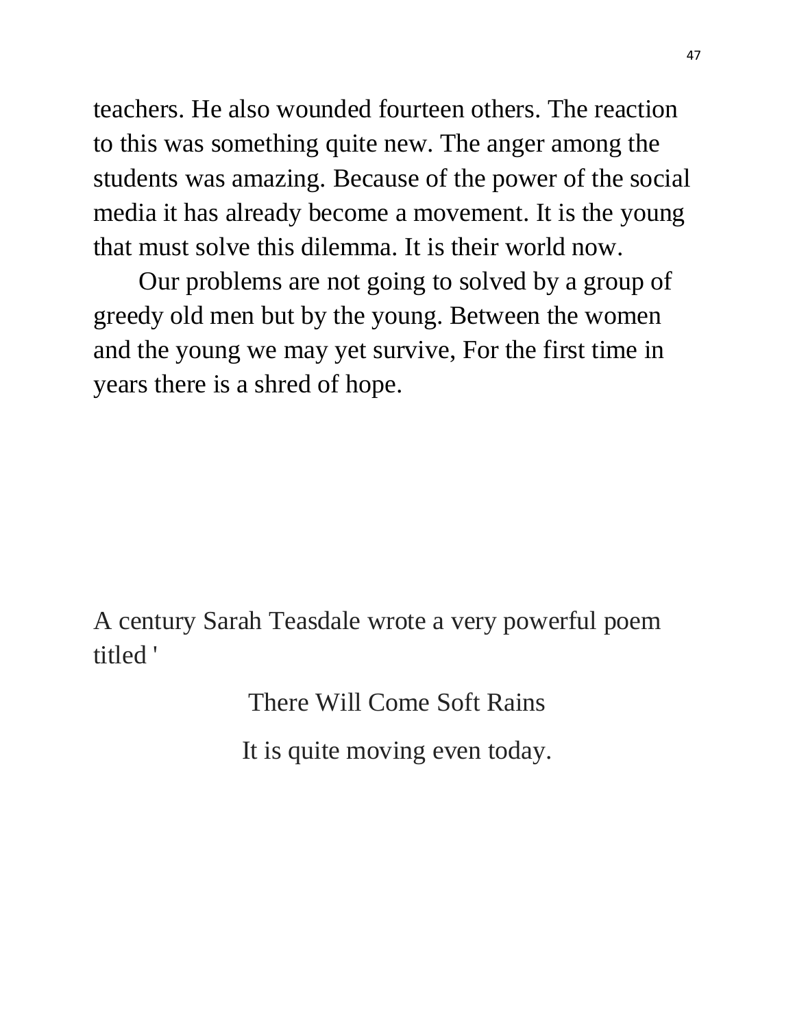teachers. He also wounded fourteen others. The reaction to this was something quite new. The anger among the students was amazing. Because of the power of the social media it has already become a movement. It is the young that must solve this dilemma. It is their world now.

Our problems are not going to solved by a group of greedy old men but by the young. Between the women and the young we may yet survive, For the first time in years there is a shred of hope.

A century Sarah Teasdale wrote a very powerful poem titled '

There Will Come Soft Rains

It is quite moving even today.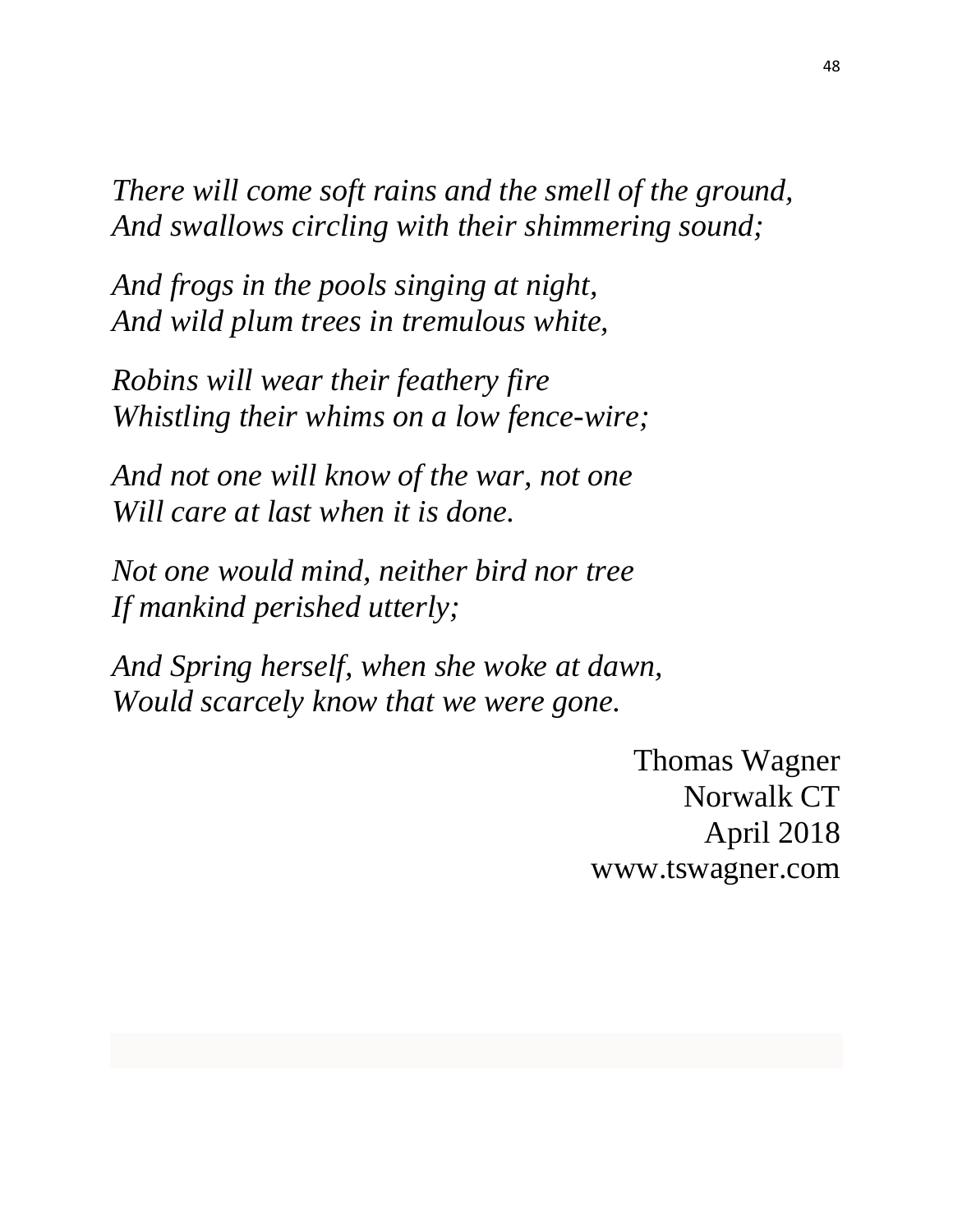*There will come soft rains and the smell of the ground,*  
*And swallows circling with their shimmering sound;*

*And frogs in the pools singing at night,*  
*And wild plum trees in tremulous white,*

*Robins will wear their feathery fire*  
*Whistling their whims on a low fence-wire;*

*And not one will know of the war, not one*  
*Will care at last when it is done.*

*Not one would mind, neither bird nor tree*  
*If mankind perished utterly;*

*And Spring herself, when she woke at dawn,*  
*Would scarcely know that we were gone.*

Thomas Wagner  
Norwalk CT  
April 2018  
www.tswagner.com